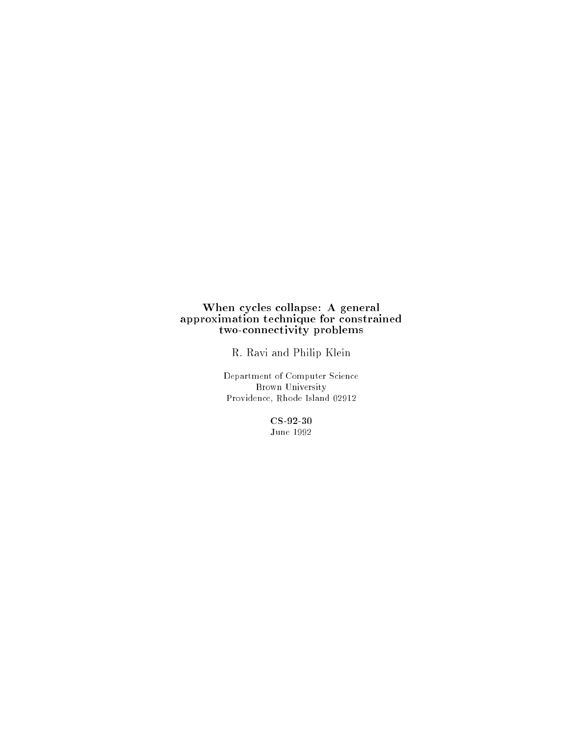# When cycles collapse: A general approximation technique for constrained two-connectivity problems

R. Ravi and Philip Klein

Department of Computer Science
Brown University
Providence, Rhode Island 02912

**CS-92-30**
June 1992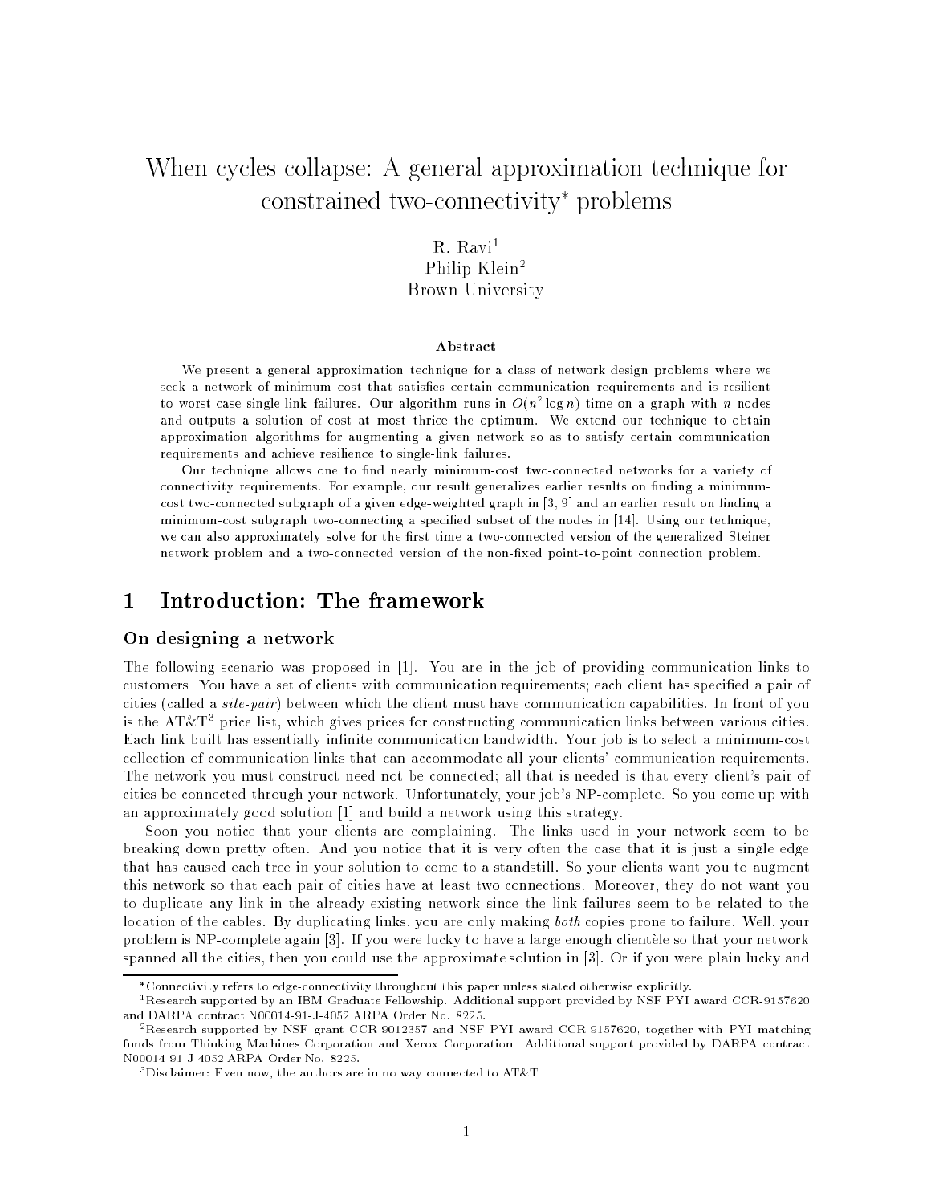# When cycles collapse: A general approximation technique for constrained two-connectivity* problems

R. Ravi[1]
Philip Klein[2]
Brown University

### Abstract

We present a general approximation technique for a class of network design problems where we seek a network of minimum cost that satisfies certain communication requirements and is resilient to worst-case single-link failures. Our algorithm runs in $O(n^2 \log n)$ time on a graph with $n$ nodes and outputs a solution of cost at most thrice the optimum. We extend our technique to obtain approximation algorithms for augmenting a given network so as to satisfy certain communication requirements and achieve resilience to single-link failures.

Our technique allows one to find nearly minimum-cost two-connected networks for a variety of connectivity requirements. For example, our result generalizes earlier results on finding a minimum-cost two-connected subgraph of a given edge-weighted graph in [3, 9] and an earlier result on finding a minimum-cost subgraph two-connecting a specified subset of the nodes in [14]. Using our technique, we can also approximately solve for the first time a two-connected version of the generalized Steiner network problem and a two-connected version of the non-fixed point-to-point connection problem.

## 1 Introduction: The framework

### On designing a network

The following scenario was proposed in [1]. You are in the job of providing communication links to customers. You have a set of clients with communication requirements; each client has specified a pair of cities (called a *site-pair*) between which the client must have communication capabilities. In front of you is the AT&T[3] price list, which gives prices for constructing communication links between various cities. Each link built has essentially infinite communication bandwidth. Your job is to select a minimum-cost collection of communication links that can accommodate all your clients' communication requirements. The network you must construct need not be connected; all that is needed is that every client's pair of cities be connected through your network. Unfortunately, your job's NP-complete. So you come up with an approximately good solution [1] and build a network using this strategy.

Soon you notice that your clients are complaining. The links used in your network seem to be breaking down pretty often. And you notice that it is very often the case that it is just a single edge that has caused each tree in your solution to come to a standstill. So your clients want you to augment this network so that each pair of cities have at least two connections. Moreover, they do not want you to duplicate any link in the already existing network since the link failures seem to be related to the location of the cables. By duplicating links, you are only making *both* copies prone to failure. Well, your problem is NP-complete again [3]. If you were lucky to have a large enough clientèle so that your network spanned all the cities, then you could use the approximate solution in [3]. Or if you were plain lucky and

---

*Connectivity refers to edge-connectivity throughout this paper unless stated otherwise explicitly.

[1] Research supported by an IBM Graduate Fellowship. Additional support provided by NSF PYI award CCR-9157620 and DARPA contract N00014-91-J-4052 ARPA Order No. 8225.

[2] Research supported by NSF grant CCR-9012357 and NSF PYI award CCR-9157620, together with PYI matching funds from Thinking Machines Corporation and Xerox Corporation. Additional support provided by DARPA contract N00014-91-J-4052 ARPA Order No. 8225.

[3] Disclaimer: Even now, the authors are in no way connected to AT&T.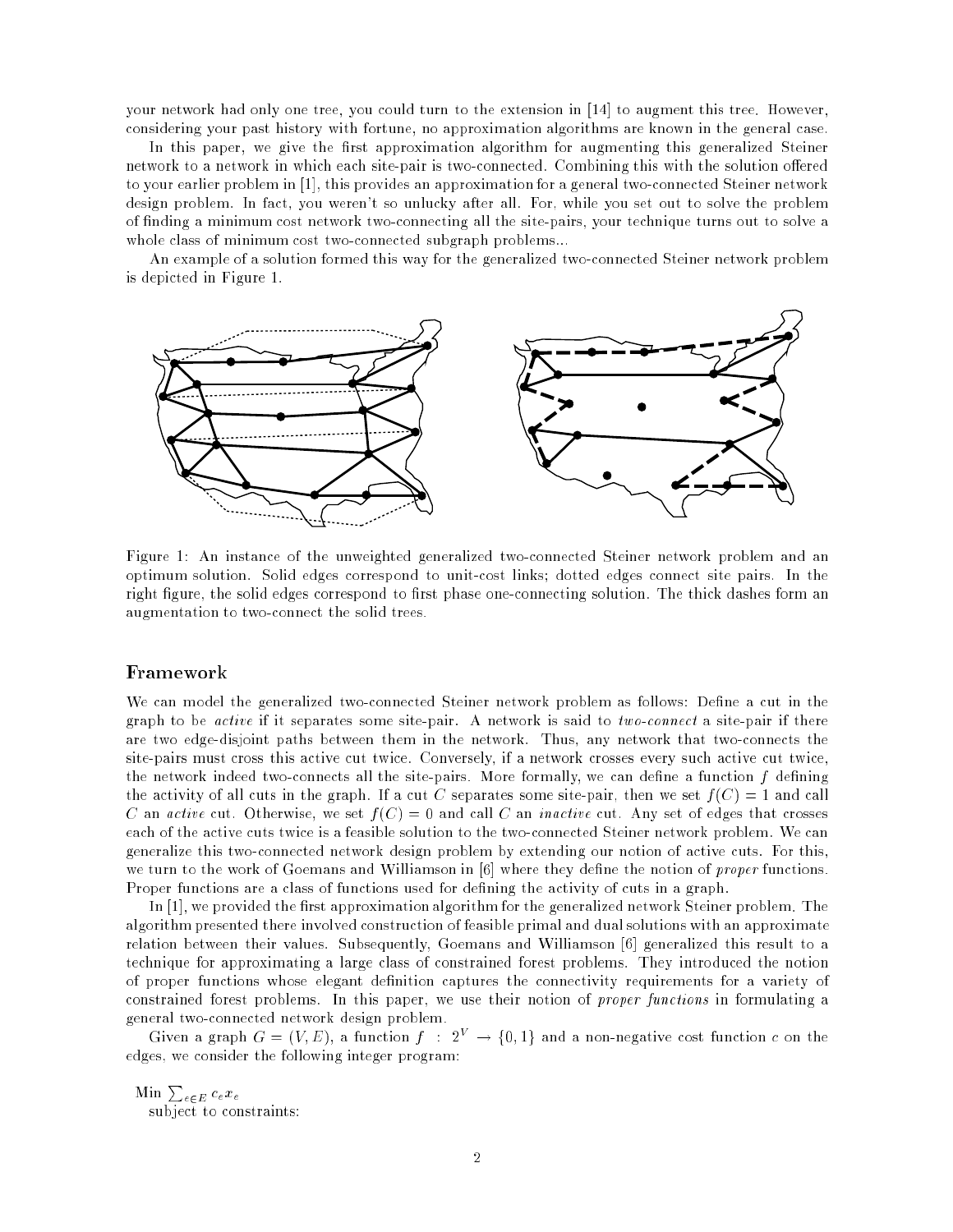your network had only one tree, you could turn to the extension in [14] to augment this tree. However, considering your past history with fortune, no approximation algorithms are known in the general case.

In this paper, we give the first approximation algorithm for augmenting this generalized Steiner network to a network in which each site-pair is two-connected. Combining this with the solution offered to your earlier problem in [1], this provides an approximation for a general two-connected Steiner network design problem. In fact, you weren't so unlucky after all. For, while you set out to solve the problem of finding a minimum cost network two-connecting all the site-pairs, your technique turns out to solve a whole class of minimum cost two-connected subgraph problems...

An example of a solution formed this way for the generalized two-connected Steiner network problem is depicted in Figure 1.

Figure 1: An instance of the unweighted generalized two-connected Steiner network problem and an optimum solution. Solid edges correspond to unit-cost links; dotted edges connect site pairs. In the right figure, the solid edges correspond to first phase one-connecting solution. The thick dashes form an augmentation to two-connect the solid trees.

## Framework

We can model the generalized two-connected Steiner network problem as follows: Define a cut in the graph to be *active* if it separates some site-pair. A network is said to *two-connect* a site-pair if there are two edge-disjoint paths between them in the network. Thus, any network that two-connects the site-pairs must cross this active cut twice. Conversely, if a network crosses every such active cut twice, the network indeed two-connects all the site-pairs. More formally, we can define a function $f$ defining the activity of all cuts in the graph. If a cut $C$ separates some site-pair, then we set $f(C) = 1$ and call $C$ an *active* cut. Otherwise, we set $f(C) = 0$ and call $C$ an *inactive* cut. Any set of edges that crosses each of the active cuts twice is a feasible solution to the two-connected Steiner network problem. We can generalize this two-connected network design problem by extending our notion of active cuts. For this, we turn to the work of Goemans and Williamson in [6] where they define the notion of *proper* functions. Proper functions are a class of functions used for defining the activity of cuts in a graph.

In [1], we provided the first approximation algorithm for the generalized network Steiner problem. The algorithm presented there involved construction of feasible primal and dual solutions with an approximate relation between their values. Subsequently, Goemans and Williamson [6] generalized this result to a technique for approximating a large class of constrained forest problems. They introduced the notion of proper functions whose elegant definition captures the connectivity requirements for a variety of constrained forest problems. In this paper, we use their notion of *proper functions* in formulating a general two-connected network design problem.

Given a graph $G = (V, E)$, a function $f : 2^V \rightarrow \{0, 1\}$ and a non-negative cost function $c$ on the edges, we consider the following integer program:

Min $\sum_{e \in E} c_e x_e$
subject to constraints: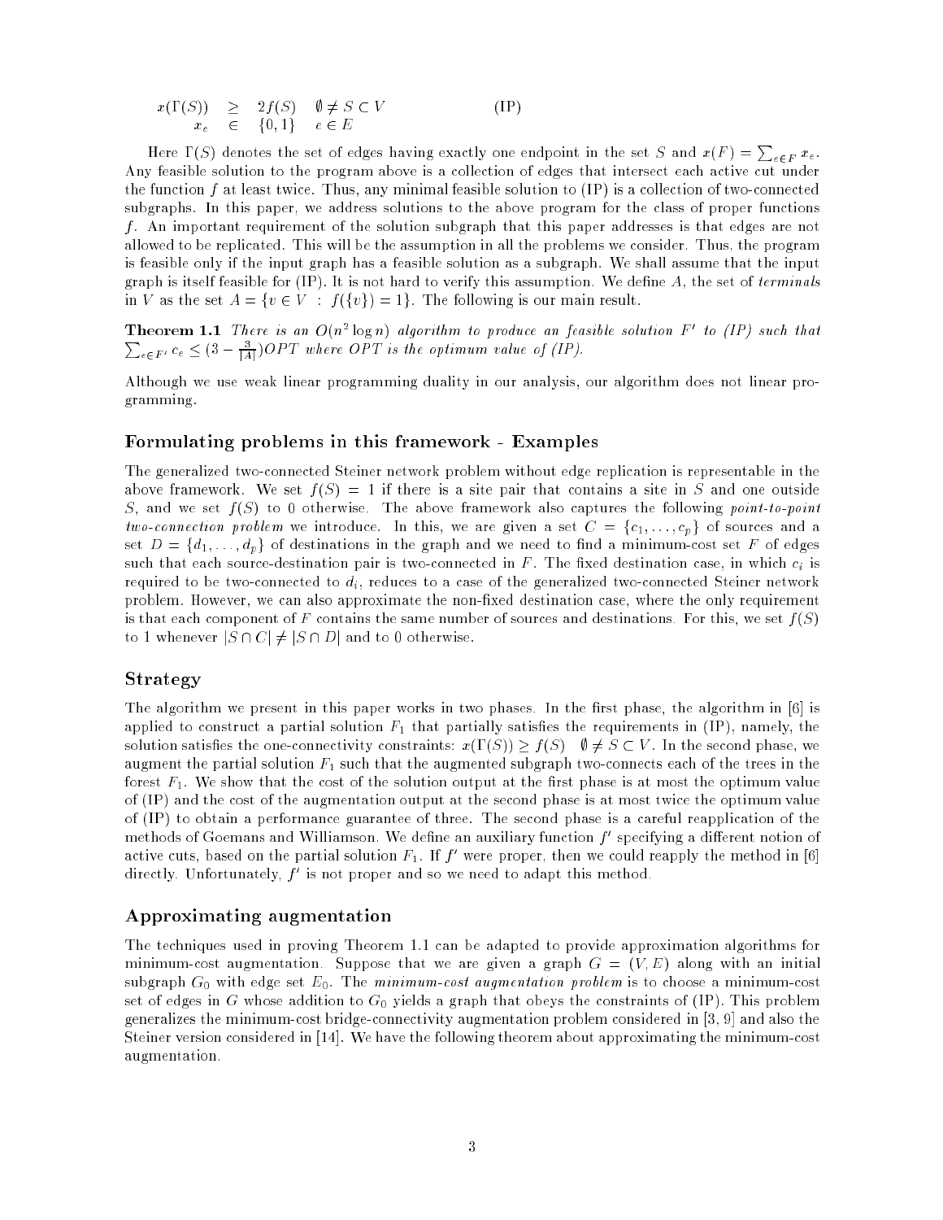$$
\begin{array}{rcll}
x(\Gamma(S)) & \geq & 2f(S) & \emptyset \neq S \subset V \\
x_e & \in & \{0,1\} & e \in E
\end{array}
\qquad \text{(IP)}
$$

Here $\Gamma(S)$ denotes the set of edges having exactly one endpoint in the set $S$ and $x(F) = \sum_{e \in F} x_e$. Any feasible solution to the program above is a collection of edges that intersect each active cut under the function $f$ at least twice. Thus, any minimal feasible solution to (IP) is a collection of two-connected subgraphs. In this paper, we address solutions to the above program for the class of proper functions $f$. An important requirement of the solution subgraph that this paper addresses is that edges are not allowed to be replicated. This will be the assumption in all the problems we consider. Thus, the program is feasible only if the input graph has a feasible solution as a subgraph. We shall assume that the input graph is itself feasible for (IP). It is not hard to verify this assumption. We define $A$, the set of *terminals* in $V$ as the set $A = \{v \in V \ : \ f(\{v\}) = 1\}$. The following is our main result.

**Theorem 1.1** *There is an $O(n^2 \log n)$ algorithm to produce an feasible solution $F'$ to (IP) such that $\sum_{e \in F'} c_e \leq (3 - \frac{3}{|A|})OPT$ where $OPT$ is the optimum value of (IP).*

Although we use weak linear programming duality in our analysis, our algorithm does not linear programming.

### Formulating problems in this framework - Examples

The generalized two-connected Steiner network problem without edge replication is representable in the above framework. We set $f(S) = 1$ if there is a site pair that contains a site in $S$ and one outside $S$, and we set $f(S)$ to 0 otherwise. The above framework also captures the following *point-to-point two-connection problem* we introduce. In this, we are given a set $C = \{c_1, \ldots, c_p\}$ of sources and a set $D = \{d_1, \ldots, d_p\}$ of destinations in the graph and we need to find a minimum-cost set $F$ of edges such that each source-destination pair is two-connected in $F$. The fixed destination case, in which $c_i$ is required to be two-connected to $d_i$, reduces to a case of the generalized two-connected Steiner network problem. However, we can also approximate the non-fixed destination case, where the only requirement is that each component of $F$ contains the same number of sources and destinations. For this, we set $f(S)$ to 1 whenever $|S \cap C| \neq |S \cap D|$ and to 0 otherwise.

### Strategy

The algorithm we present in this paper works in two phases. In the first phase, the algorithm in [6] is applied to construct a partial solution $F_1$ that partially satisfies the requirements in (IP), namely, the solution satisfies the one-connectivity constraints: $x(\Gamma(S)) \geq f(S) \quad \emptyset \neq S \subset V$. In the second phase, we augment the partial solution $F_1$ such that the augmented subgraph two-connects each of the trees in the forest $F_1$. We show that the cost of the solution output at the first phase is at most the optimum value of (IP) and the cost of the augmentation output at the second phase is at most twice the optimum value of (IP) to obtain a performance guarantee of three. The second phase is a careful reapplication of the methods of Goemans and Williamson. We define an auxiliary function $f'$ specifying a different notion of active cuts, based on the partial solution $F_1$. If $f'$ were proper, then we could reapply the method in [6] directly. Unfortunately, $f'$ is not proper and so we need to adapt this method.

### Approximating augmentation

The techniques used in proving Theorem 1.1 can be adapted to provide approximation algorithms for minimum-cost augmentation. Suppose that we are given a graph $G = (V, E)$ along with an initial subgraph $G_0$ with edge set $E_0$. The *minimum-cost augmentation problem* is to choose a minimum-cost set of edges in $G$ whose addition to $G_0$ yields a graph that obeys the constraints of (IP). This problem generalizes the minimum-cost bridge-connectivity augmentation problem considered in [3, 9] and also the Steiner version considered in [14]. We have the following theorem about approximating the minimum-cost augmentation.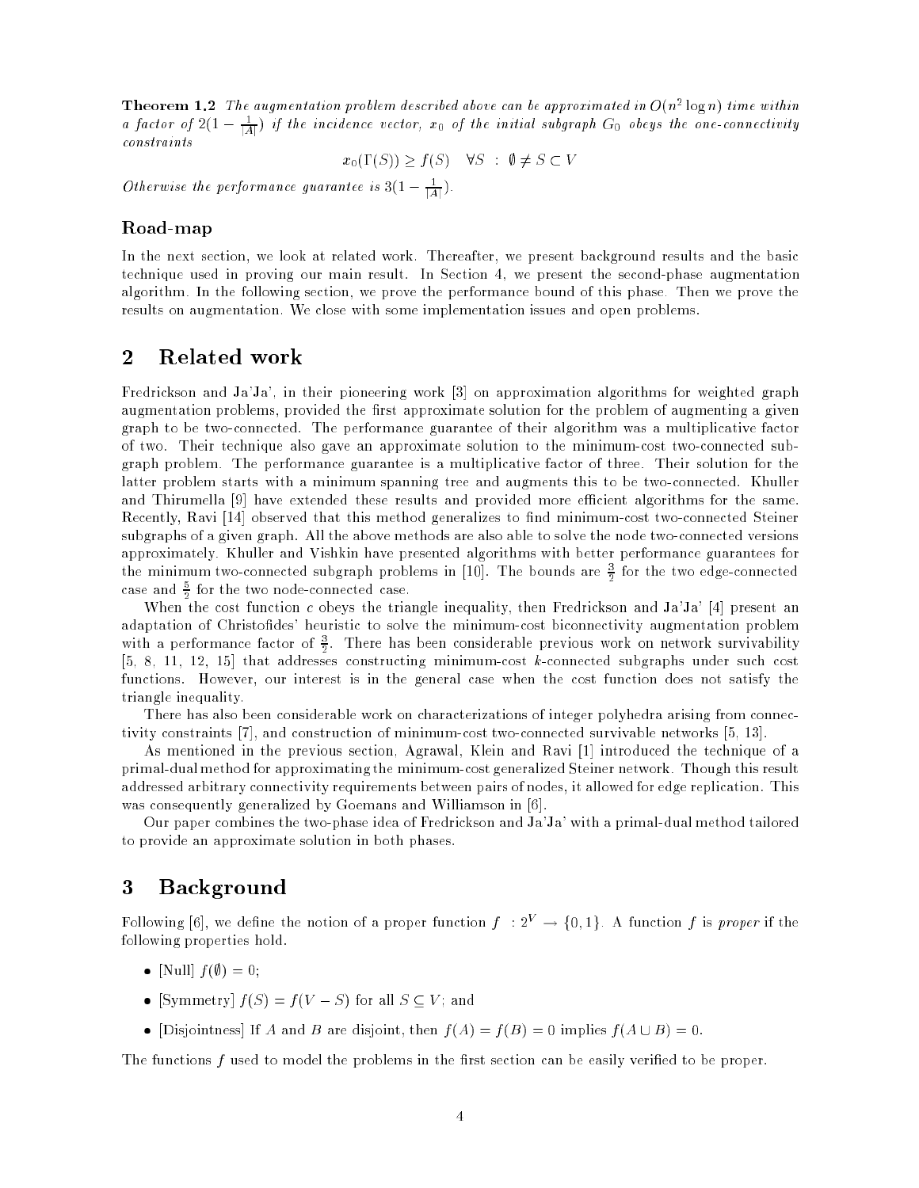**Theorem 1.2** *The augmentation problem described above can be approximated in $O(n^2 \log n)$ time within a factor of $2(1 - \frac{1}{|A|})$ if the incidence vector, $x_0$ of the initial subgraph $G_0$ obeys the one-connectivity constraints*

$$x_0(\Gamma(S)) \geq f(S) \quad \forall S \; : \; \emptyset \neq S \subset V$$

*Otherwise the performance guarantee is $3(1 - \frac{1}{|A|})$.*

### Road-map

In the next section, we look at related work. Thereafter, we present background results and the basic technique used in proving our main result. In Section 4, we present the second-phase augmentation algorithm. In the following section, we prove the performance bound of this phase. Then we prove the results on augmentation. We close with some implementation issues and open problems.

## 2 Related work

Fredrickson and Ja'Ja', in their pioneering work [3] on approximation algorithms for weighted graph augmentation problems, provided the first approximate solution for the problem of augmenting a given graph to be two-connected. The performance guarantee of their algorithm was a multiplicative factor of two. Their technique also gave an approximate solution to the minimum-cost two-connected subgraph problem. The performance guarantee is a multiplicative factor of three. Their solution for the latter problem starts with a minimum spanning tree and augments this to be two-connected. Khuller and Thirumella [9] have extended these results and provided more efficient algorithms for the same. Recently, Ravi [14] observed that this method generalizes to find minimum-cost two-connected Steiner subgraphs of a given graph. All the above methods are also able to solve the node two-connected versions approximately. Khuller and Vishkin have presented algorithms with better performance guarantees for the minimum two-connected subgraph problems in [10]. The bounds are $\frac{3}{2}$ for the two edge-connected case and $\frac{5}{2}$ for the two node-connected case.

When the cost function $c$ obeys the triangle inequality, then Fredrickson and Ja'Ja' [4] present an adaptation of Christofides' heuristic to solve the minimum-cost biconnectivity augmentation problem with a performance factor of $\frac{3}{2}$. There has been considerable previous work on network survivability [5, 8, 11, 12, 15] that addresses constructing minimum-cost $k$-connected subgraphs under such cost functions. However, our interest is in the general case when the cost function does not satisfy the triangle inequality.

There has also been considerable work on characterizations of integer polyhedra arising from connectivity constraints [7], and construction of minimum-cost two-connected survivable networks [5, 13].

As mentioned in the previous section, Agrawal, Klein and Ravi [1] introduced the technique of a primal-dual method for approximating the minimum-cost generalized Steiner network. Though this result addressed arbitrary connectivity requirements between pairs of nodes, it allowed for edge replication. This was consequently generalized by Goemans and Williamson in [6].

Our paper combines the two-phase idea of Fredrickson and Ja'Ja' with a primal-dual method tailored to provide an approximate solution in both phases.

## 3 Background

Following [6], we define the notion of a proper function $f \; : 2^V \rightarrow \{0, 1\}$. A function $f$ is *proper* if the following properties hold.

- [Null] $f(\emptyset) = 0$;
- [Symmetry] $f(S) = f(V - S)$ for all $S \subseteq V$; and
- [Disjointness] If $A$ and $B$ are disjoint, then $f(A) = f(B) = 0$ implies $f(A \cup B) = 0$.

The functions $f$ used to model the problems in the first section can be easily verified to be proper.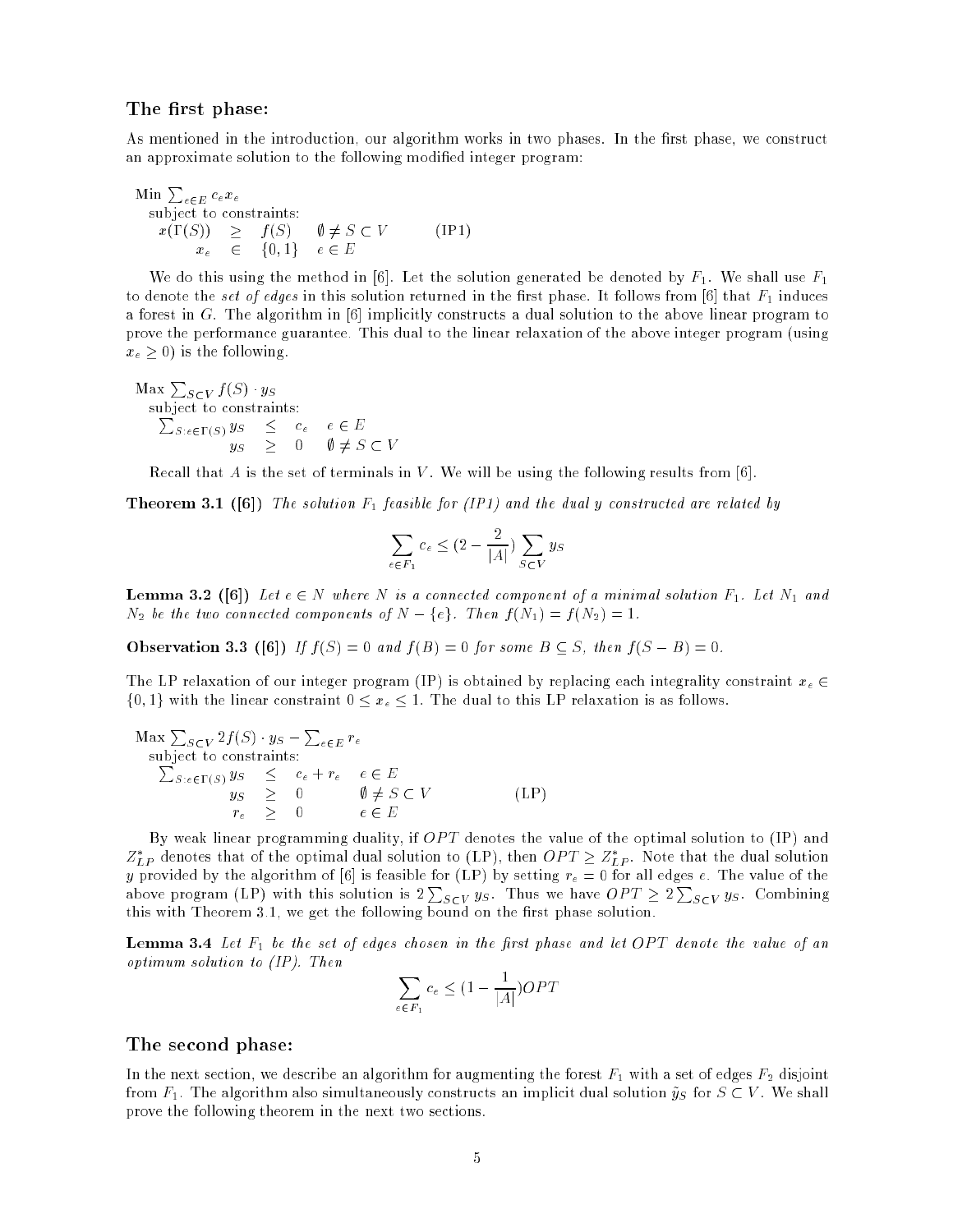### The first phase:

As mentioned in the introduction, our algorithm works in two phases. In the first phase, we construct an approximate solution to the following modified integer program:

$$
\begin{array}{llll}
\text{Min } \sum_{e \in E} c_e x_e & & & \\
\quad \text{subject to constraints:} & & & \\
\quad x(\Gamma(S)) & \geq & f(S) & \emptyset \neq S \subset V \qquad \text{(IP1)} \\
\quad x_e & \in & \{0,1\} & e \in E
\end{array}
$$

We do this using the method in [6]. Let the solution generated be denoted by $F_1$. We shall use $F_1$ to denote the *set of edges* in this solution returned in the first phase. It follows from [6] that $F_1$ induces a forest in $G$. The algorithm in [6] implicitly constructs a dual solution to the above linear program to prove the performance guarantee. This dual to the linear relaxation of the above integer program (using $x_e \geq 0$) is the following.

$$
\begin{array}{llll}
\text{Max } \sum_{S \subset V} f(S) \cdot y_S & & & \\
\quad \text{subject to constraints:} & & & \\
\quad \sum_{S: e \in \Gamma(S)} y_S & \leq & c_e & e \in E \\
\quad y_S & \geq & 0 & \emptyset \neq S \subset V
\end{array}
$$

Recall that $A$ is the set of terminals in $V$. We will be using the following results from [6].

**Theorem 3.1 ([6])** *The solution $F_1$ feasible for (IP1) and the dual $y$ constructed are related by*

$$\sum_{e \in F_1} c_e \leq (2 - \frac{2}{|A|}) \sum_{S \subset V} y_S$$

**Lemma 3.2 ([6])** *Let $e \in N$ where $N$ is a connected component of a minimal solution $F_1$. Let $N_1$ and $N_2$ be the two connected components of $N - \{e\}$. Then $f(N_1) = f(N_2) = 1$.*

**Observation 3.3 ([6])** *If $f(S) = 0$ and $f(B) = 0$ for some $B \subseteq S$, then $f(S - B) = 0$.*

The LP relaxation of our integer program (IP) is obtained by replacing each integrality constraint $x_e \in \{0,1\}$ with the linear constraint $0 \leq x_e \leq 1$. The dual to this LP relaxation is as follows.

$$
\begin{array}{llll}
\text{Max } \sum_{S \subset V} 2f(S) \cdot y_S - \sum_{e \in E} r_e & & & \\
\quad \text{subject to constraints:} & & & \\
\quad \sum_{S: e \in \Gamma(S)} y_S & \leq & c_e + r_e & e \in E \\
\quad y_S & \geq & 0 & \emptyset \neq S \subset V \qquad \text{(LP)} \\
\quad r_e & \geq & 0 & e \in E
\end{array}
$$

By weak linear programming duality, if $OPT$ denotes the value of the optimal solution to (IP) and $Z^*_{LP}$ denotes that of the optimal dual solution to (LP), then $OPT \geq Z^*_{LP}$. Note that the dual solution $y$ provided by the algorithm of [6] is feasible for (LP) by setting $r_e = 0$ for all edges $e$. The value of the above program (LP) with this solution is $2 \sum_{S \subset V} y_S$. Thus we have $OPT \geq 2 \sum_{S \subset V} y_S$. Combining this with Theorem 3.1, we get the following bound on the first phase solution.

**Lemma 3.4** *Let $F_1$ be the set of edges chosen in the first phase and let $OPT$ denote the value of an optimum solution to (IP). Then*

$$\sum_{e \in F_1} c_e \leq (1 - \frac{1}{|A|}) OPT$$

### The second phase:

In the next section, we describe an algorithm for augmenting the forest $F_1$ with a set of edges $F_2$ disjoint from $F_1$. The algorithm also simultaneously constructs an implicit dual solution $\tilde{y}_S$ for $S \subset V$. We shall prove the following theorem in the next two sections.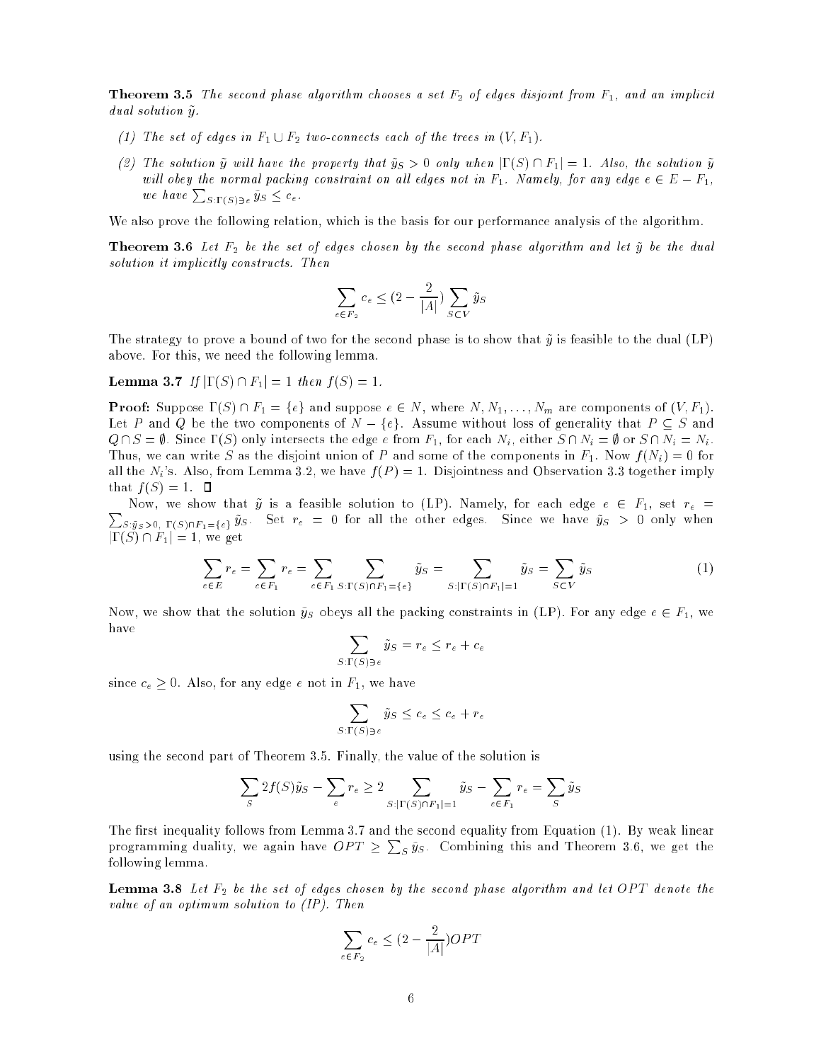**Theorem 3.5** *The second phase algorithm chooses a set $F_2$ of edges disjoint from $F_1$, and an implicit dual solution $\tilde{y}$.*

*(1) The set of edges in $F_1 \cup F_2$ two-connects each of the trees in $(V, F_1)$.*

*(2) The solution $\tilde{y}$ will have the property that $\tilde{y}_S > 0$ only when $|\Gamma(S) \cap F_1| = 1$. Also, the solution $\tilde{y}$ will obey the normal packing constraint on all edges not in $F_1$. Namely, for any edge $e \in E - F_1$, we have $\sum_{S:\Gamma(S)\ni e} \tilde{y}_S \leq c_e$.*

We also prove the following relation, which is the basis for our performance analysis of the algorithm.

**Theorem 3.6** *Let $F_2$ be the set of edges chosen by the second phase algorithm and let $\tilde{y}$ be the dual solution it implicitly constructs. Then*

$$\sum_{e \in F_2} c_e \leq (2 - \frac{2}{|A|}) \sum_{S \subset V} \tilde{y}_S$$

The strategy to prove a bound of two for the second phase is to show that $\tilde{y}$ is feasible to the dual (LP) above. For this, we need the following lemma.

**Lemma 3.7** *If $|\Gamma(S) \cap F_1| = 1$ then $f(S) = 1$.*

**Proof:** Suppose $\Gamma(S) \cap F_1 = \{e\}$ and suppose $e \in N$, where $N, N_1, \ldots, N_m$ are components of $(V, F_1)$. Let $P$ and $Q$ be the two components of $N - \{e\}$. Assume without loss of generality that $P \subseteq S$ and $Q \cap S = \emptyset$. Since $\Gamma(S)$ only intersects the edge $e$ from $F_1$, for each $N_i$, either $S \cap N_i = \emptyset$ or $S \cap N_i = N_i$. Thus, we can write $S$ as the disjoint union of $P$ and some of the components in $F_1$. Now $f(N_i) = 0$ for all the $N_i$'s. Also, from Lemma 3.2, we have $f(P) = 1$. Disjointness and Observation 3.3 together imply that $f(S) = 1$. $\square$

Now, we show that $\tilde{y}$ is a feasible solution to (LP). Namely, for each edge $e \in F_1$, set $r_e = \sum_{S:\tilde{y}_S>0,\ \Gamma(S)\cap F_1=\{e\}} \tilde{y}_S$. Set $r_e = 0$ for all the other edges. Since we have $\tilde{y}_S > 0$ only when $|\Gamma(S) \cap F_1| = 1$, we get

$$\sum_{e \in E} r_e = \sum_{e \in F_1} r_e = \sum_{e \in F_1} \sum_{S:\Gamma(S)\cap F_1=\{e\}} \tilde{y}_S = \sum_{S:|\Gamma(S)\cap F_1|=1} \tilde{y}_S = \sum_{S \subset V} \tilde{y}_S \tag{1}$$

Now, we show that the solution $\tilde{y}_S$ obeys all the packing constraints in (LP). For any edge $e \in F_1$, we have

$$\sum_{S:\Gamma(S)\ni e} \tilde{y}_S = r_e \leq r_e + c_e$$

since $c_e \geq 0$. Also, for any edge $e$ not in $F_1$, we have

$$\sum_{S:\Gamma(S)\ni e} \tilde{y}_S \leq c_e \leq c_e + r_e$$

using the second part of Theorem 3.5. Finally, the value of the solution is

$$\sum_S 2f(S)\tilde{y}_S - \sum_e r_e \geq 2 \sum_{S:|\Gamma(S)\cap F_1|=1} \tilde{y}_S - \sum_{e \in F_1} r_e = \sum_S \tilde{y}_S$$

The first inequality follows from Lemma 3.7 and the second equality from Equation (1). By weak linear programming duality, we again have $OPT \geq \sum_S \tilde{y}_S$. Combining this and Theorem 3.6, we get the following lemma.

**Lemma 3.8** *Let $F_2$ be the set of edges chosen by the second phase algorithm and let $OPT$ denote the value of an optimum solution to (IP). Then*

$$\sum_{e \in F_2} c_e \leq (2 - \frac{2}{|A|}) OPT$$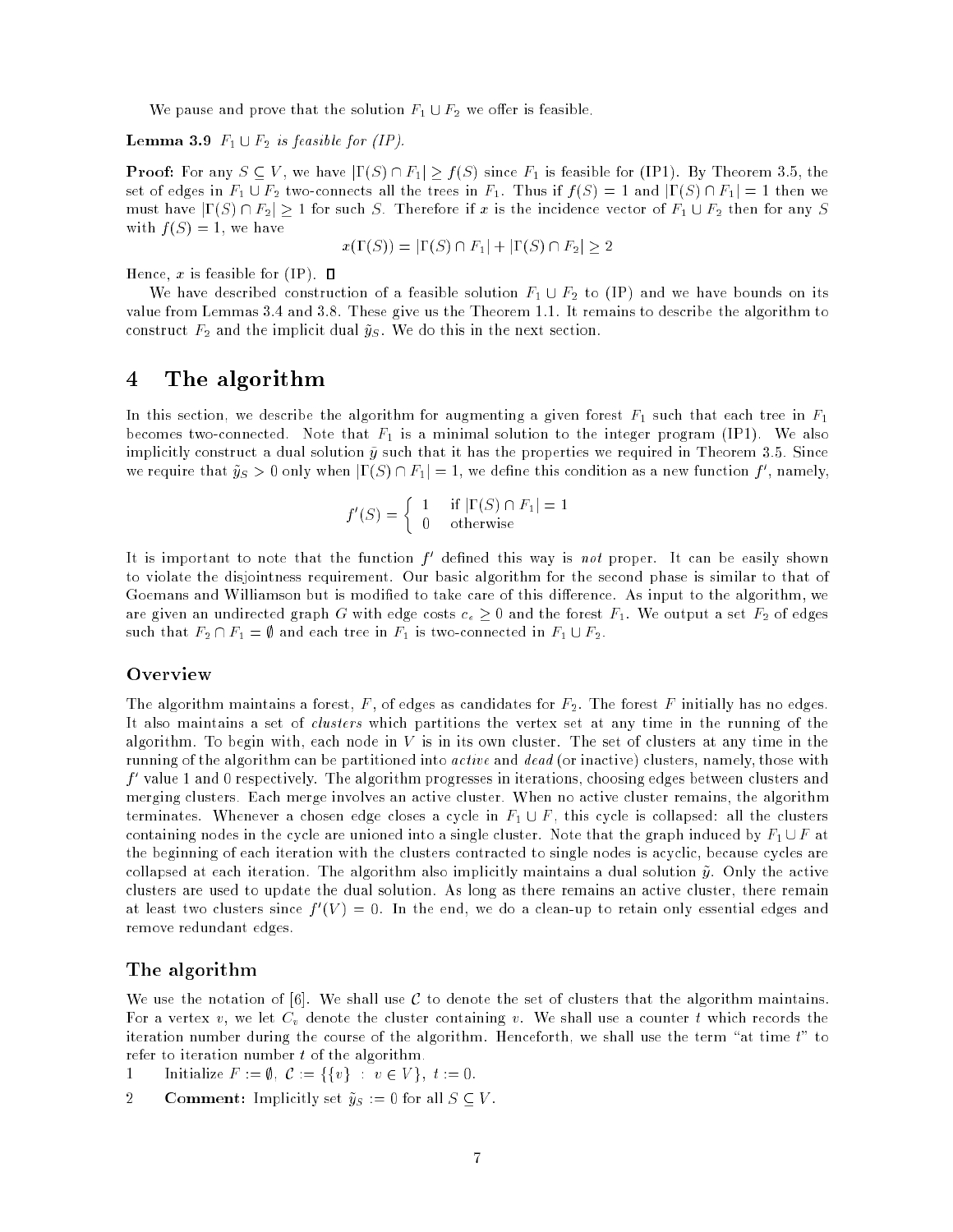We pause and prove that the solution $F_1 \cup F_2$ we offer is feasible.

**Lemma 3.9** *$F_1 \cup F_2$ is feasible for (IP).*

**Proof:** For any $S \subseteq V$, we have $|\Gamma(S) \cap F_1| \geq f(S)$ since $F_1$ is feasible for (IP1). By Theorem 3.5, the set of edges in $F_1 \cup F_2$ two-connects all the trees in $F_1$. Thus if $f(S) = 1$ and $|\Gamma(S) \cap F_1| = 1$ then we must have $|\Gamma(S) \cap F_2| \geq 1$ for such $S$. Therefore if $x$ is the incidence vector of $F_1 \cup F_2$ then for any $S$ with $f(S) = 1$, we have

$$x(\Gamma(S)) = |\Gamma(S) \cap F_1| + |\Gamma(S) \cap F_2| \geq 2$$

Hence, $x$ is feasible for (IP). $\square$

We have described construction of a feasible solution $F_1 \cup F_2$ to (IP) and we have bounds on its value from Lemmas 3.4 and 3.8. These give us the Theorem 1.1. It remains to describe the algorithm to construct $F_2$ and the implicit dual $\tilde{y}_S$. We do this in the next section.

# 4 The algorithm

In this section, we describe the algorithm for augmenting a given forest $F_1$ such that each tree in $F_1$ becomes two-connected. Note that $F_1$ is a minimal solution to the integer program (IP1). We also implicitly construct a dual solution $\tilde{y}$ such that it has the properties we required in Theorem 3.5. Since we require that $\tilde{y}_S > 0$ only when $|\Gamma(S) \cap F_1| = 1$, we define this condition as a new function $f'$, namely,

$$f'(S) = \begin{cases} 1 & \text{if } |\Gamma(S) \cap F_1| = 1 \\ 0 & \text{otherwise} \end{cases}$$

It is important to note that the function $f'$ defined this way is *not* proper. It can be easily shown to violate the disjointness requirement. Our basic algorithm for the second phase is similar to that of Goemans and Williamson but is modified to take care of this difference. As input to the algorithm, we are given an undirected graph $G$ with edge costs $c_e \geq 0$ and the forest $F_1$. We output a set $F_2$ of edges such that $F_2 \cap F_1 = \emptyset$ and each tree in $F_1$ is two-connected in $F_1 \cup F_2$.

### Overview

The algorithm maintains a forest, $F$, of edges as candidates for $F_2$. The forest $F$ initially has no edges. It also maintains a set of *clusters* which partitions the vertex set at any time in the running of the algorithm. To begin with, each node in $V$ is in its own cluster. The set of clusters at any time in the running of the algorithm can be partitioned into *active* and *dead* (or inactive) clusters, namely, those with $f'$ value 1 and 0 respectively. The algorithm progresses in iterations, choosing edges between clusters and merging clusters. Each merge involves an active cluster. When no active cluster remains, the algorithm terminates. Whenever a chosen edge closes a cycle in $F_1 \cup F$, this cycle is collapsed: all the clusters containing nodes in the cycle are unioned into a single cluster. Note that the graph induced by $F_1 \cup F$ at the beginning of each iteration with the clusters contracted to single nodes is acyclic, because cycles are collapsed at each iteration. The algorithm also implicitly maintains a dual solution $\tilde{y}$. Only the active clusters are used to update the dual solution. As long as there remains an active cluster, there remain at least two clusters since $f'(V) = 0$. In the end, we do a clean-up to retain only essential edges and remove redundant edges.

### The algorithm

We use the notation of [6]. We shall use $\mathcal{C}$ to denote the set of clusters that the algorithm maintains. For a vertex $v$, we let $C_v$ denote the cluster containing $v$. We shall use a counter $t$ which records the iteration number during the course of the algorithm. Henceforth, we shall use the term "at time $t$" to refer to iteration number $t$ of the algorithm.

1 Initialize $F := \emptyset$, $\mathcal{C} := \{\{v\} : v \in V\}$, $t := 0$.

2 **Comment:** Implicitly set $\tilde{y}_S := 0$ for all $S \subseteq V$.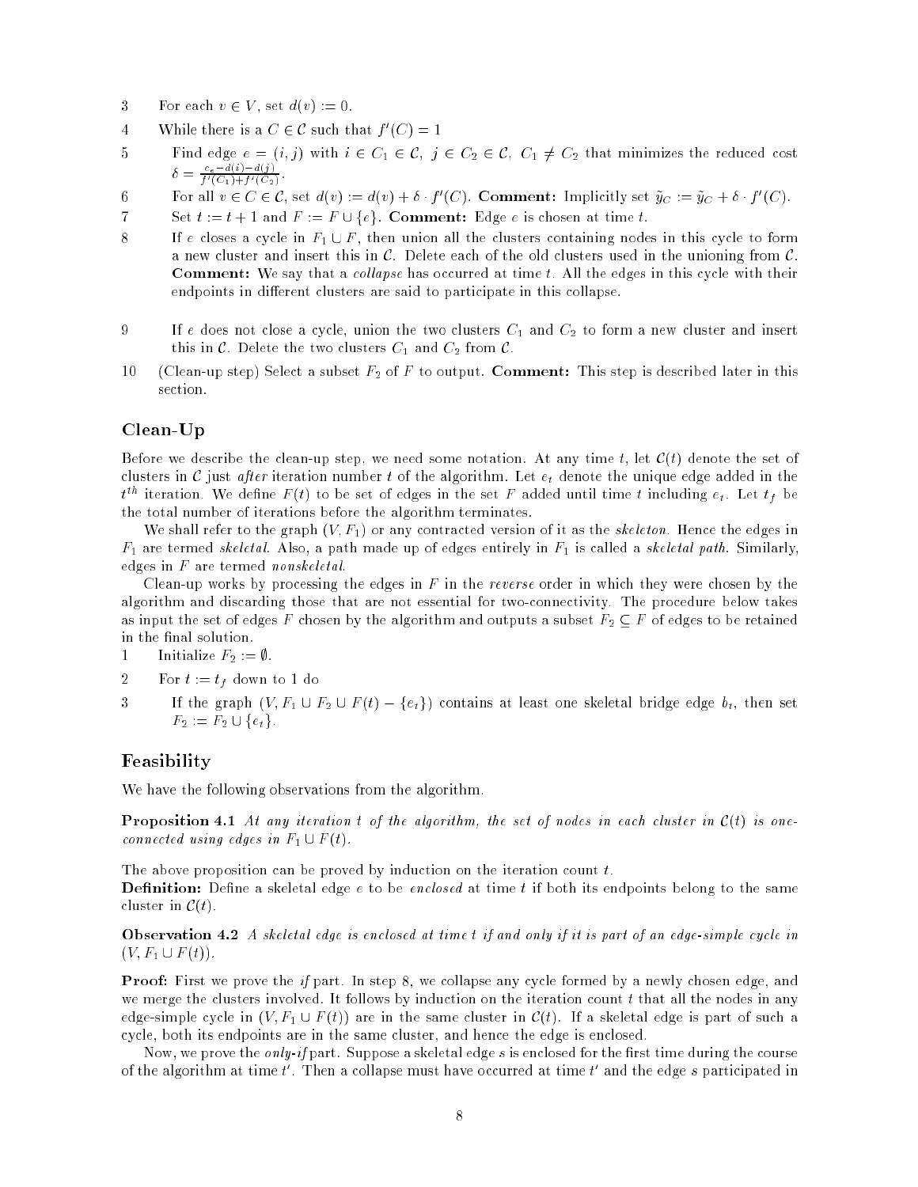3 For each $v \in V$, set $d(v) := 0$.

4 While there is a $C \in \mathcal{C}$ such that $f'(C) = 1$

5 Find edge $e = (i,j)$ with $i \in C_1 \in \mathcal{C}$, $j \in C_2 \in \mathcal{C}$, $C_1 \neq C_2$ that minimizes the reduced cost $\delta = \frac{c_e - d(i) - d(j)}{f'(C_1) + f'(C_2)}$.

6 For all $v \in C \in \mathcal{C}$, set $d(v) := d(v) + \delta \cdot f'(C)$. **Comment:** Implicitly set $\tilde{y}_C := \tilde{y}_C + \delta \cdot f'(C)$.

7 Set $t := t + 1$ and $F := F \cup \{e\}$. **Comment:** Edge $e$ is chosen at time $t$.

8 If $e$ closes a cycle in $F_1 \cup F$, then union all the clusters containing nodes in this cycle to form a new cluster and insert this in $\mathcal{C}$. Delete each of the old clusters used in the unioning from $\mathcal{C}$. **Comment:** We say that a *collapse* has occurred at time $t$. All the edges in this cycle with their endpoints in different clusters are said to participate in this collapse.

9 If $e$ does not close a cycle, union the two clusters $C_1$ and $C_2$ to form a new cluster and insert this in $\mathcal{C}$. Delete the two clusters $C_1$ and $C_2$ from $\mathcal{C}$.

10 (Clean-up step) Select a subset $F_2$ of $F$ to output. **Comment:** This step is described later in this section.

## Clean-Up

Before we describe the clean-up step, we need some notation. At any time $t$, let $\mathcal{C}(t)$ denote the set of clusters in $\mathcal{C}$ just *after* iteration number $t$ of the algorithm. Let $e_t$ denote the unique edge added in the $t^{th}$ iteration. We define $F(t)$ to be set of edges in the set $F$ added until time $t$ including $e_t$. Let $t_f$ be the total number of iterations before the algorithm terminates.

We shall refer to the graph $(V, F_1)$ or any contracted version of it as the *skeleton*. Hence the edges in $F_1$ are termed *skeletal*. Also, a path made up of edges entirely in $F_1$ is called a *skeletal path*. Similarly, edges in $F$ are termed *nonskeletal*.

Clean-up works by processing the edges in $F$ in the *reverse* order in which they were chosen by the algorithm and discarding those that are not essential for two-connectivity. The procedure below takes as input the set of edges $F$ chosen by the algorithm and outputs a subset $F_2 \subseteq F$ of edges to be retained in the final solution.

1 Initialize $F_2 := \emptyset$.

2 For $t := t_f$ down to 1 do

3 If the graph $(V, F_1 \cup F_2 \cup F(t) - \{e_t\})$ contains at least one skeletal bridge edge $b_t$, then set $F_2 := F_2 \cup \{e_t\}$.

## Feasibility

We have the following observations from the algorithm.

**Proposition 4.1** *At any iteration $t$ of the algorithm, the set of nodes in each cluster in $\mathcal{C}(t)$ is one-connected using edges in $F_1 \cup F(t)$.*

The above proposition can be proved by induction on the iteration count $t$.

**Definition:** Define a skeletal edge $e$ to be *enclosed* at time $t$ if both its endpoints belong to the same cluster in $\mathcal{C}(t)$.

**Observation 4.2** *A skeletal edge is enclosed at time $t$ if and only if it is part of an edge-simple cycle in $(V, F_1 \cup F(t))$.*

**Proof:** First we prove the *if* part. In step 8, we collapse any cycle formed by a newly chosen edge, and we merge the clusters involved. It follows by induction on the iteration count $t$ that all the nodes in any edge-simple cycle in $(V, F_1 \cup F(t))$ are in the same cluster in $\mathcal{C}(t)$. If a skeletal edge is part of such a cycle, both its endpoints are in the same cluster, and hence the edge is enclosed.

Now, we prove the *only-if* part. Suppose a skeletal edge $s$ is enclosed for the first time during the course of the algorithm at time $t'$. Then a collapse must have occurred at time $t'$ and the edge $s$ participated in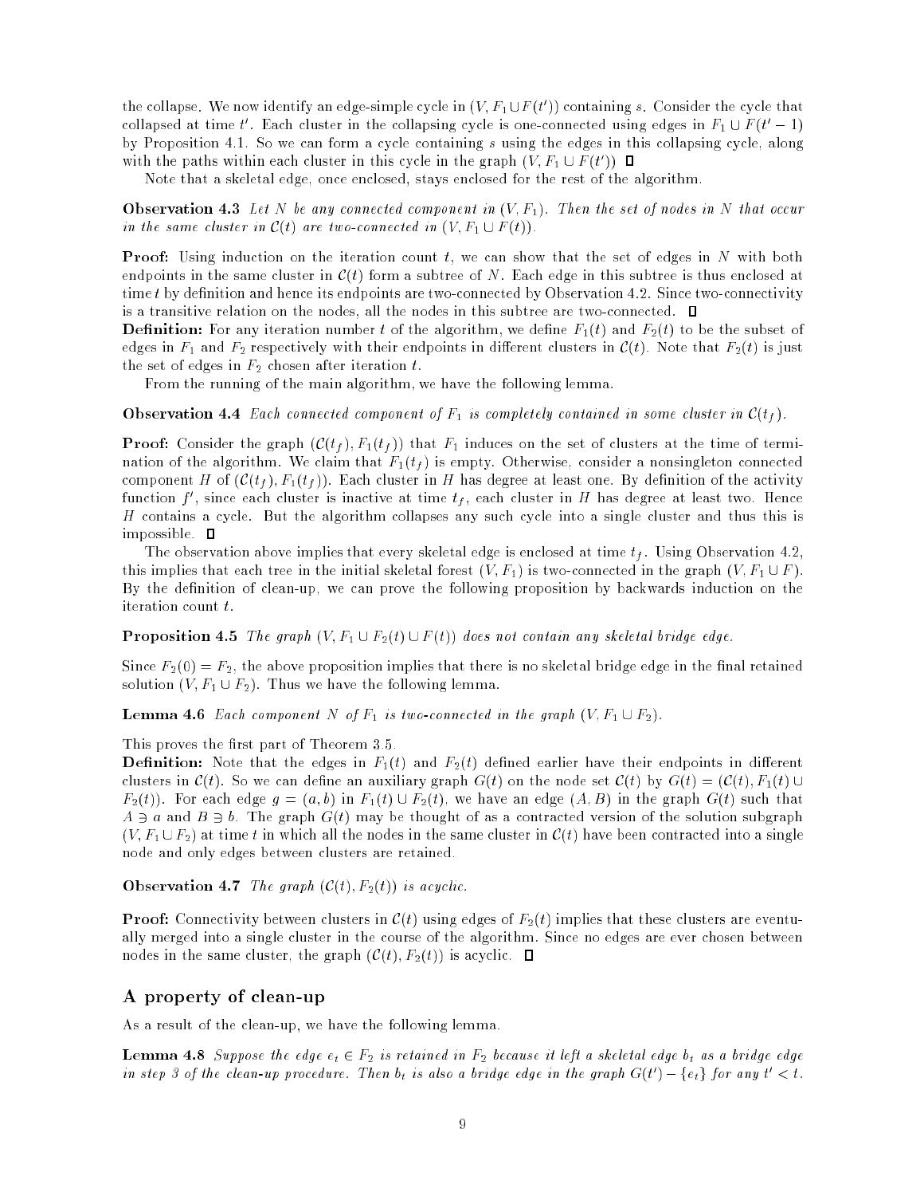the collapse. We now identify an edge-simple cycle in $(V, F_1 \cup F(t'))$ containing $s$. Consider the cycle that collapsed at time $t'$. Each cluster in the collapsing cycle is one-connected using edges in $F_1 \cup F(t'-1)$ by Proposition 4.1. So we can form a cycle containing $s$ using the edges in this collapsing cycle, along with the paths within each cluster in this cycle in the graph $(V, F_1 \cup F(t'))$ ☐

Note that a skeletal edge, once enclosed, stays enclosed for the rest of the algorithm.

**Observation 4.3** *Let $N$ be any connected component in $(V, F_1)$. Then the set of nodes in $N$ that occur in the same cluster in $\mathcal{C}(t)$ are two-connected in $(V, F_1 \cup F(t))$.*

**Proof:** Using induction on the iteration count $t$, we can show that the set of edges in $N$ with both endpoints in the same cluster in $\mathcal{C}(t)$ form a subtree of $N$. Each edge in this subtree is thus enclosed at time $t$ by definition and hence its endpoints are two-connected by Observation 4.2. Since two-connectivity is a transitive relation on the nodes, all the nodes in this subtree are two-connected. ☐

**Definition:** For any iteration number $t$ of the algorithm, we define $F_1(t)$ and $F_2(t)$ to be the subset of edges in $F_1$ and $F_2$ respectively with their endpoints in different clusters in $\mathcal{C}(t)$. Note that $F_2(t)$ is just the set of edges in $F_2$ chosen after iteration $t$.

From the running of the main algorithm, we have the following lemma.

**Observation 4.4** *Each connected component of $F_1$ is completely contained in some cluster in $\mathcal{C}(t_f)$.*

**Proof:** Consider the graph $(\mathcal{C}(t_f), F_1(t_f))$ that $F_1$ induces on the set of clusters at the time of termination of the algorithm. We claim that $F_1(t_f)$ is empty. Otherwise, consider a nonsingleton connected component $H$ of $(\mathcal{C}(t_f), F_1(t_f))$. Each cluster in $H$ has degree at least one. By definition of the activity function $f'$, since each cluster is inactive at time $t_f$, each cluster in $H$ has degree at least two. Hence $H$ contains a cycle. But the algorithm collapses any such cycle into a single cluster and thus this is impossible. ☐

The observation above implies that every skeletal edge is enclosed at time $t_f$. Using Observation 4.2, this implies that each tree in the initial skeletal forest $(V, F_1)$ is two-connected in the graph $(V, F_1 \cup F)$. By the definition of clean-up, we can prove the following proposition by backwards induction on the iteration count $t$.

**Proposition 4.5** *The graph $(V, F_1 \cup F_2(t) \cup F(t))$ does not contain any skeletal bridge edge.*

Since $F_2(0) = F_2$, the above proposition implies that there is no skeletal bridge edge in the final retained solution $(V, F_1 \cup F_2)$. Thus we have the following lemma.

**Lemma 4.6** *Each component $N$ of $F_1$ is two-connected in the graph $(V, F_1 \cup F_2)$.*

This proves the first part of Theorem 3.5.

**Definition:** Note that the edges in $F_1(t)$ and $F_2(t)$ defined earlier have their endpoints in different clusters in $\mathcal{C}(t)$. So we can define an auxiliary graph $G(t)$ on the node set $\mathcal{C}(t)$ by $G(t) = (\mathcal{C}(t), F_1(t) \cup F_2(t))$. For each edge $g = (a, b)$ in $F_1(t) \cup F_2(t)$, we have an edge $(A, B)$ in the graph $G(t)$ such that $A \ni a$ and $B \ni b$. The graph $G(t)$ may be thought of as a contracted version of the solution subgraph $(V, F_1 \cup F_2)$ at time $t$ in which all the nodes in the same cluster in $\mathcal{C}(t)$ have been contracted into a single node and only edges between clusters are retained.

**Observation 4.7** *The graph $(\mathcal{C}(t), F_2(t))$ is acyclic.*

**Proof:** Connectivity between clusters in $\mathcal{C}(t)$ using edges of $F_2(t)$ implies that these clusters are eventually merged into a single cluster in the course of the algorithm. Since no edges are ever chosen between nodes in the same cluster, the graph $(\mathcal{C}(t), F_2(t))$ is acyclic. ☐

## A property of clean-up

As a result of the clean-up, we have the following lemma.

**Lemma 4.8** *Suppose the edge $e_t \in F_2$ is retained in $F_2$ because it left a skeletal edge $b_t$ as a bridge edge in step 3 of the clean-up procedure. Then $b_t$ is also a bridge edge in the graph $G(t') - \{e_t\}$ for any $t' < t$.*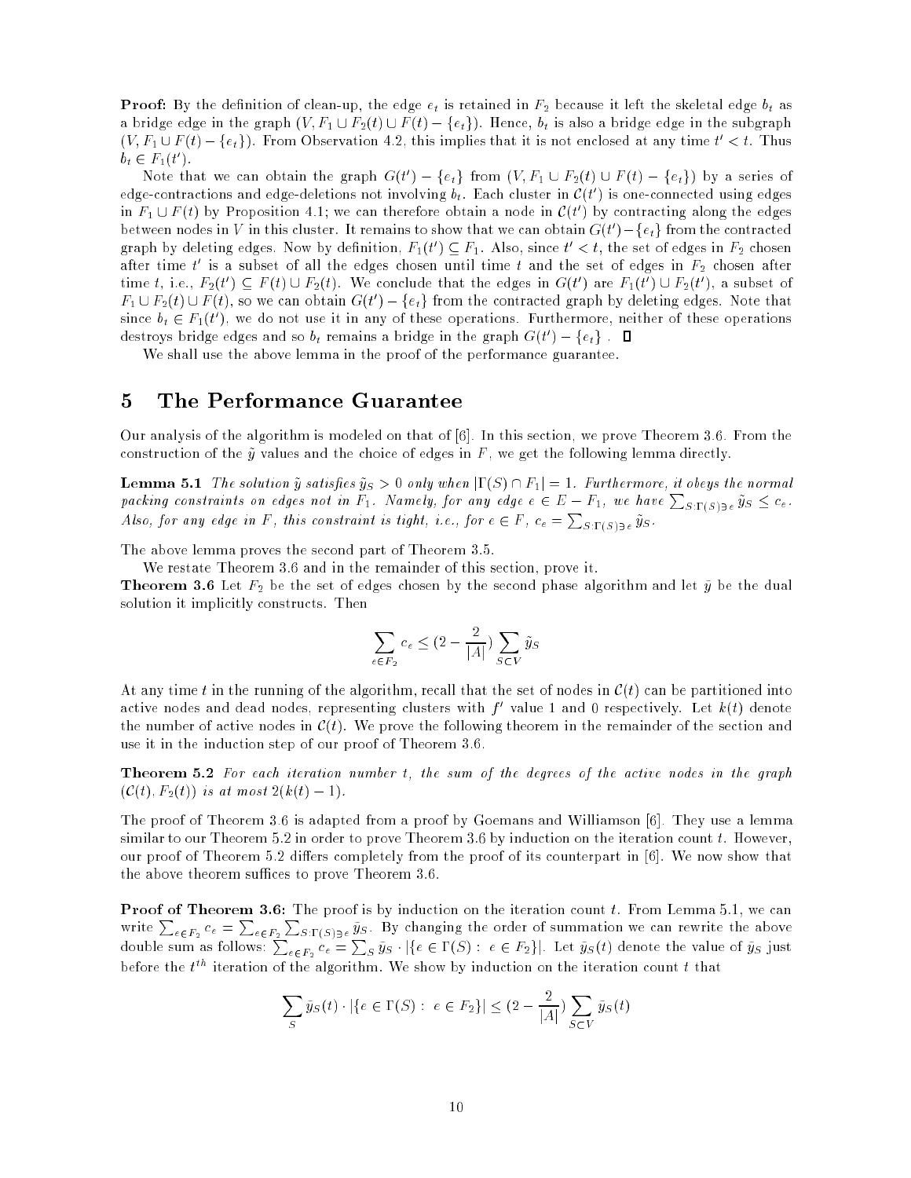**Proof:** By the definition of clean-up, the edge $e_t$ is retained in $F_2$ because it left the skeletal edge $b_t$ as a bridge edge in the graph $(V, F_1 \cup F_2(t) \cup F(t) - \{e_t\})$. Hence, $b_t$ is also a bridge edge in the subgraph $(V, F_1 \cup F(t) - \{e_t\})$. From Observation 4.2, this implies that it is not enclosed at any time $t' < t$. Thus $b_t \in F_1(t')$.

Note that we can obtain the graph $G(t') - \{e_t\}$ from $(V, F_1 \cup F_2(t) \cup F(t) - \{e_t\})$ by a series of edge-contractions and edge-deletions not involving $b_t$. Each cluster in $\mathcal{C}(t')$ is one-connected using edges in $F_1 \cup F(t)$ by Proposition 4.1; we can therefore obtain a node in $\mathcal{C}(t')$ by contracting along the edges between nodes in $V$ in this cluster. It remains to show that we can obtain $G(t') - \{e_t\}$ from the contracted graph by deleting edges. Now by definition, $F_1(t') \subseteq F_1$. Also, since $t' < t$, the set of edges in $F_2$ chosen after time $t'$ is a subset of all the edges chosen until time $t$ and the set of edges in $F_2$ chosen after time $t$, i.e., $F_2(t') \subseteq F(t) \cup F_2(t)$. We conclude that the edges in $G(t')$ are $F_1(t') \cup F_2(t')$, a subset of $F_1 \cup F_2(t) \cup F(t)$, so we can obtain $G(t') - \{e_t\}$ from the contracted graph by deleting edges. Note that since $b_t \in F_1(t')$, we do not use it in any of these operations. Furthermore, neither of these operations destroys bridge edges and so $b_t$ remains a bridge in the graph $G(t') - \{e_t\}$. ∎

We shall use the above lemma in the proof of the performance guarantee.

# 5 The Performance Guarantee

Our analysis of the algorithm is modeled on that of [6]. In this section, we prove Theorem 3.6. From the construction of the $\tilde{y}$ values and the choice of edges in $F$, we get the following lemma directly.

**Lemma 5.1** *The solution $\tilde{y}$ satisfies $\tilde{y}_S > 0$ only when $|\Gamma(S) \cap F_1| = 1$. Furthermore, it obeys the normal packing constraints on edges not in $F_1$. Namely, for any edge $e \in E - F_1$, we have $\sum_{S:\Gamma(S) \ni e} \tilde{y}_S \leq c_e$. Also, for any edge in $F$, this constraint is tight, i.e., for $e \in F$, $c_e = \sum_{S:\Gamma(S)\ni e} \tilde{y}_S$.*

The above lemma proves the second part of Theorem 3.5.

We restate Theorem 3.6 and in the remainder of this section, prove it.

**Theorem 3.6** Let $F_2$ be the set of edges chosen by the second phase algorithm and let $\tilde{y}$ be the dual solution it implicitly constructs. Then

$$\sum_{e \in F_2} c_e \leq (2 - \frac{2}{|A|}) \sum_{S \subset V} \tilde{y}_S$$

At any time $t$ in the running of the algorithm, recall that the set of nodes in $\mathcal{C}(t)$ can be partitioned into active nodes and dead nodes, representing clusters with $f'$ value 1 and 0 respectively. Let $k(t)$ denote the number of active nodes in $\mathcal{C}(t)$. We prove the following theorem in the remainder of the section and use it in the induction step of our proof of Theorem 3.6.

**Theorem 5.2** *For each iteration number $t$, the sum of the degrees of the active nodes in the graph $(\mathcal{C}(t), F_2(t))$ is at most $2(k(t) - 1)$.*

The proof of Theorem 3.6 is adapted from a proof by Goemans and Williamson [6]. They use a lemma similar to our Theorem 5.2 in order to prove Theorem 3.6 by induction on the iteration count $t$. However, our proof of Theorem 5.2 differs completely from the proof of its counterpart in [6]. We now show that the above theorem suffices to prove Theorem 3.6.

**Proof of Theorem 3.6:** The proof is by induction on the iteration count $t$. From Lemma 5.1, we can write $\sum_{e \in F_2} c_e = \sum_{e \in F_2} \sum_{S:\Gamma(S)\ni e} \tilde{y}_S$. By changing the order of summation we can rewrite the above double sum as follows: $\sum_{e \in F_2} c_e = \sum_S \tilde{y}_S \cdot |\{e \in \Gamma(S) : \; e \in F_2\}|$. Let $\tilde{y}_S(t)$ denote the value of $\tilde{y}_S$ just before the $t^{th}$ iteration of the algorithm. We show by induction on the iteration count $t$ that

$$\sum_S \tilde{y}_S(t) \cdot |\{e \in \Gamma(S) : \; e \in F_2\}| \leq (2 - \frac{2}{|A|}) \sum_{S \subset V} \tilde{y}_S(t)$$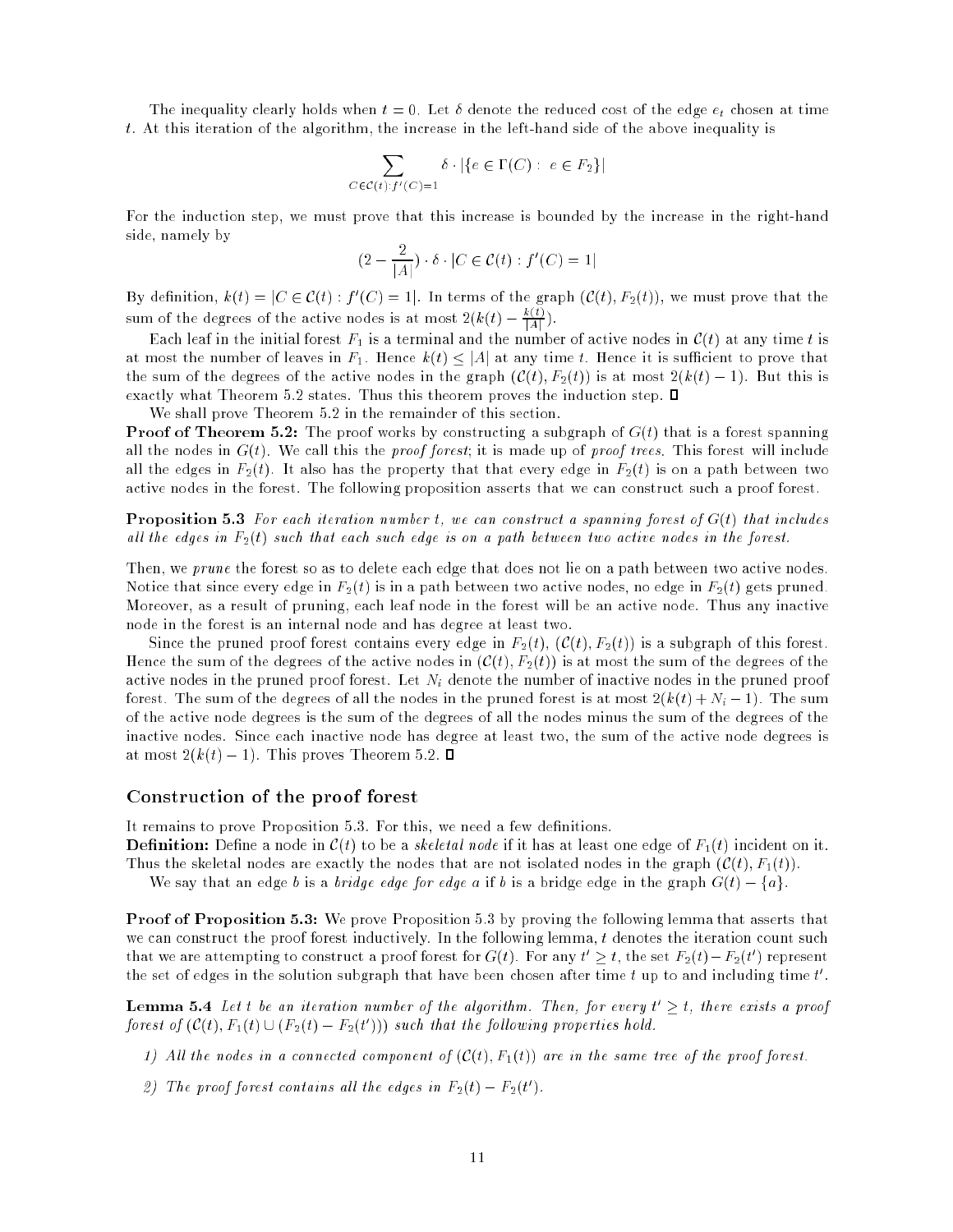The inequality clearly holds when $t = 0$. Let $\delta$ denote the reduced cost of the edge $e_t$ chosen at time $t$. At this iteration of the algorithm, the increase in the left-hand side of the above inequality is

$$\sum_{C \in \mathcal{C}(t): f'(C)=1} \delta \cdot |\{e \in \Gamma(C) : \ e \in F_2\}|$$

For the induction step, we must prove that this increase is bounded by the increase in the right-hand side, namely by

$$(2 - \frac{2}{|A|}) \cdot \delta \cdot |C \in \mathcal{C}(t) : f'(C) = 1|$$

By definition, $k(t) = |C \in \mathcal{C}(t) : f'(C) = 1|$. In terms of the graph $(\mathcal{C}(t), F_2(t))$, we must prove that the sum of the degrees of the active nodes is at most $2(k(t) - \frac{k(t)}{|A|})$.

Each leaf in the initial forest $F_1$ is a terminal and the number of active nodes in $\mathcal{C}(t)$ at any time $t$ is at most the number of leaves in $F_1$. Hence $k(t) \leq |A|$ at any time $t$. Hence it is sufficient to prove that the sum of the degrees of the active nodes in the graph $(\mathcal{C}(t), F_2(t))$ is at most $2(k(t) - 1)$. But this is exactly what Theorem 5.2 states. Thus this theorem proves the induction step. □

We shall prove Theorem 5.2 in the remainder of this section.

**Proof of Theorem 5.2:** The proof works by constructing a subgraph of $G(t)$ that is a forest spanning all the nodes in $G(t)$. We call this the *proof forest*; it is made up of *proof trees*. This forest will include all the edges in $F_2(t)$. It also has the property that that every edge in $F_2(t)$ is on a path between two active nodes in the forest. The following proposition asserts that we can construct such a proof forest.

**Proposition 5.3** *For each iteration number $t$, we can construct a spanning forest of $G(t)$ that includes all the edges in $F_2(t)$ such that each such edge is on a path between two active nodes in the forest.*

Then, we *prune* the forest so as to delete each edge that does not lie on a path between two active nodes. Notice that since every edge in $F_2(t)$ is in a path between two active nodes, no edge in $F_2(t)$ gets pruned. Moreover, as a result of pruning, each leaf node in the forest will be an active node. Thus any inactive node in the forest is an internal node and has degree at least two.

Since the pruned proof forest contains every edge in $F_2(t)$, $(\mathcal{C}(t), F_2(t))$ is a subgraph of this forest. Hence the sum of the degrees of the active nodes in $(\mathcal{C}(t), F_2(t))$ is at most the sum of the degrees of the active nodes in the pruned proof forest. Let $N_i$ denote the number of inactive nodes in the pruned proof forest. The sum of the degrees of all the nodes in the pruned forest is at most $2(k(t) + N_i - 1)$. The sum of the active node degrees is the sum of the degrees of all the nodes minus the sum of the degrees of the inactive nodes. Since each inactive node has degree at least two, the sum of the active node degrees is at most $2(k(t) - 1)$. This proves Theorem 5.2. □

## Construction of the proof forest

It remains to prove Proposition 5.3. For this, we need a few definitions.

**Definition:** Define a node in $\mathcal{C}(t)$ to be a *skeletal node* if it has at least one edge of $F_1(t)$ incident on it. Thus the skeletal nodes are exactly the nodes that are not isolated nodes in the graph $(\mathcal{C}(t), F_1(t))$.

We say that an edge $b$ is a *bridge edge for edge $a$* if $b$ is a bridge edge in the graph $G(t) - \{a\}$.

**Proof of Proposition 5.3:** We prove Proposition 5.3 by proving the following lemma that asserts that we can construct the proof forest inductively. In the following lemma, $t$ denotes the iteration count such that we are attempting to construct a proof forest for $G(t)$. For any $t' \geq t$, the set $F_2(t) - F_2(t')$ represent the set of edges in the solution subgraph that have been chosen after time $t$ up to and including time $t'$.

**Lemma 5.4** *Let $t$ be an iteration number of the algorithm. Then, for every $t' \geq t$, there exists a proof forest of $(\mathcal{C}(t), F_1(t) \cup (F_2(t) - F_2(t')))$ such that the following properties hold.*

1) *All the nodes in a connected component of $(\mathcal{C}(t), F_1(t))$ are in the same tree of the proof forest.*

2) *The proof forest contains all the edges in $F_2(t) - F_2(t')$.*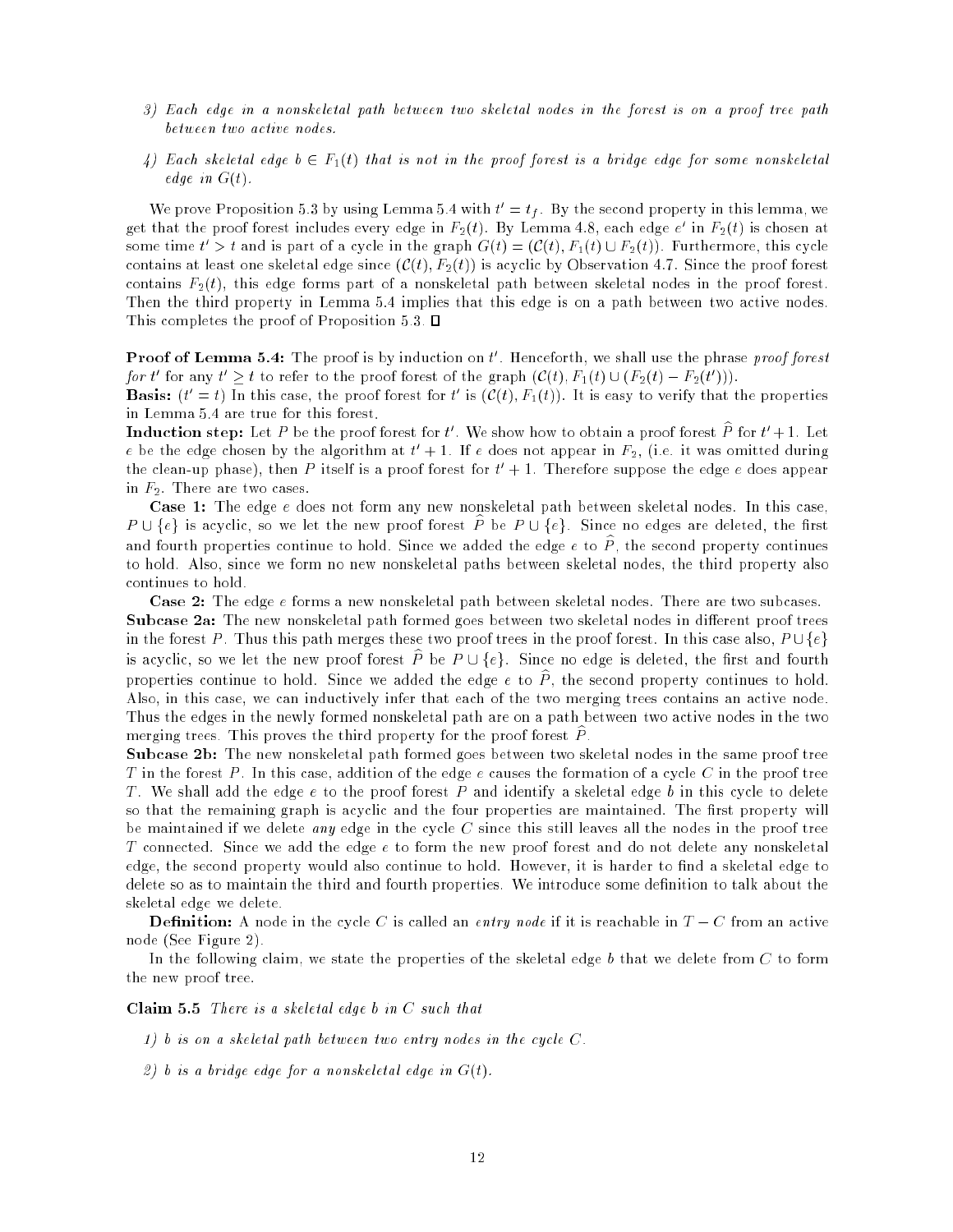3) *Each edge in a nonskeletal path between two skeletal nodes in the forest is on a proof tree path between two active nodes.*

4) *Each skeletal edge $b \in F_1(t)$ that is not in the proof forest is a bridge edge for some nonskeletal edge in $G(t)$.*

We prove Proposition 5.3 by using Lemma 5.4 with $t' = t_f$. By the second property in this lemma, we get that the proof forest includes every edge in $F_2(t)$. By Lemma 4.8, each edge $e'$ in $F_2(t)$ is chosen at some time $t' > t$ and is part of a cycle in the graph $G(t) = (\mathcal{C}(t), F_1(t) \cup F_2(t))$. Furthermore, this cycle contains at least one skeletal edge since $(\mathcal{C}(t), F_2(t))$ is acyclic by Observation 4.7. Since the proof forest contains $F_2(t)$, this edge forms part of a nonskeletal path between skeletal nodes in the proof forest. Then the third property in Lemma 5.4 implies that this edge is on a path between two active nodes. This completes the proof of Proposition 5.3. □

**Proof of Lemma 5.4:** The proof is by induction on $t'$. Henceforth, we shall use the phrase *proof forest for* $t'$ for any $t' \geq t$ to refer to the proof forest of the graph $(\mathcal{C}(t), F_1(t) \cup (F_2(t) - F_2(t')))$.

**Basis:** ($t' = t$) In this case, the proof forest for $t'$ is $(\mathcal{C}(t), F_1(t))$. It is easy to verify that the properties in Lemma 5.4 are true for this forest.

**Induction step:** Let $P$ be the proof forest for $t'$. We show how to obtain a proof forest $\widehat{P}$ for $t'+1$. Let $e$ be the edge chosen by the algorithm at $t'+1$. If $e$ does not appear in $F_2$, (i.e. it was omitted during the clean-up phase), then $P$ itself is a proof forest for $t'+1$. Therefore suppose the edge $e$ does appear in $F_2$. There are two cases.

**Case 1:** The edge $e$ does not form any new nonskeletal path between skeletal nodes. In this case, $P \cup \{e\}$ is acyclic, so we let the new proof forest $\widehat{P}$ be $P \cup \{e\}$. Since no edges are deleted, the first and fourth properties continue to hold. Since we added the edge $e$ to $\widehat{P}$, the second property continues to hold. Also, since we form no new nonskeletal paths between skeletal nodes, the third property also continues to hold.

**Case 2:** The edge $e$ forms a new nonskeletal path between skeletal nodes. There are two subcases.

**Subcase 2a:** The new nonskeletal path formed goes between two skeletal nodes in different proof trees in the forest $P$. Thus this path merges these two proof trees in the proof forest. In this case also, $P \cup \{e\}$ is acyclic, so we let the new proof forest $\widehat{P}$ be $P \cup \{e\}$. Since no edge is deleted, the first and fourth properties continue to hold. Since we added the edge $e$ to $\widehat{P}$, the second property continues to hold. Also, in this case, we can inductively infer that each of the two merging trees contains an active node. Thus the edges in the newly formed nonskeletal path are on a path between two active nodes in the two merging trees. This proves the third property for the proof forest $\widehat{P}$.

**Subcase 2b:** The new nonskeletal path formed goes between two skeletal nodes in the same proof tree $T$ in the forest $P$. In this case, addition of the edge $e$ causes the formation of a cycle $C$ in the proof tree $T$. We shall add the edge $e$ to the proof forest $P$ and identify a skeletal edge $b$ in this cycle to delete so that the remaining graph is acyclic and the four properties are maintained. The first property will be maintained if we delete *any* edge in the cycle $C$ since this still leaves all the nodes in the proof tree $T$ connected. Since we add the edge $e$ to form the new proof forest and do not delete any nonskeletal edge, the second property would also continue to hold. However, it is harder to find a skeletal edge to delete so as to maintain the third and fourth properties. We introduce some definition to talk about the skeletal edge we delete.

**Definition:** A node in the cycle $C$ is called an *entry node* if it is reachable in $T - C$ from an active node (See Figure 2).

In the following claim, we state the properties of the skeletal edge $b$ that we delete from $C$ to form the new proof tree.

**Claim 5.5** *There is a skeletal edge $b$ in $C$ such that*

1) *$b$ is on a skeletal path between two entry nodes in the cycle $C$.*

2) *$b$ is a bridge edge for a nonskeletal edge in $G(t)$.*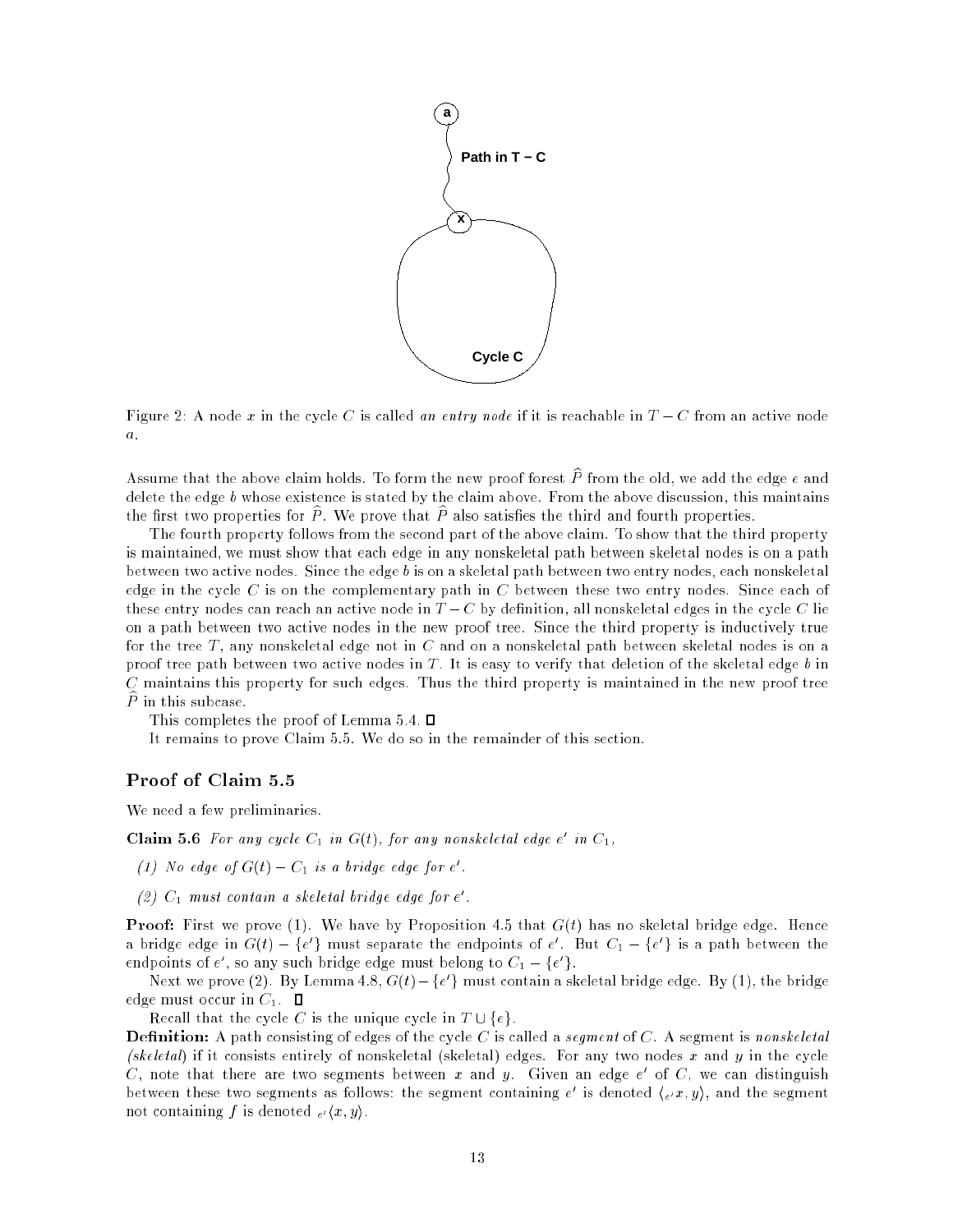Figure 2: A node $x$ in the cycle $C$ is called *an entry node* if it is reachable in $T - C$ from an active node $a$.

Assume that the above claim holds. To form the new proof forest $\widehat{P}$ from the old, we add the edge $e$ and delete the edge $b$ whose existence is stated by the claim above. From the above discussion, this maintains the first two properties for $\widehat{P}$. We prove that $\widehat{P}$ also satisfies the third and fourth properties.

The fourth property follows from the second part of the above claim. To show that the third property is maintained, we must show that each edge in any nonskeletal path between skeletal nodes is on a path between two active nodes. Since the edge $b$ is on a skeletal path between two entry nodes, each nonskeletal edge in the cycle $C$ is on the complementary path in $C$ between these two entry nodes. Since each of these entry nodes can reach an active node in $T - C$ by definition, all nonskeletal edges in the cycle $C$ lie on a path between two active nodes in the new proof tree. Since the third property is inductively true for the tree $T$, any nonskeletal edge not in $C$ and on a nonskeletal path between skeletal nodes is on a proof tree path between two active nodes in $T$. It is easy to verify that deletion of the skeletal edge $b$ in $C$ maintains this property for such edges. Thus the third property is maintained in the new proof tree $\widehat{P}$ in this subcase.

This completes the proof of Lemma 5.4. □

It remains to prove Claim 5.5. We do so in the remainder of this section.

## Proof of Claim 5.5

We need a few preliminaries.

**Claim 5.6** *For any cycle $C_1$ in $G(t)$, for any nonskeletal edge $e'$ in $C_1$,*

*(1) No edge of $G(t) - C_1$ is a bridge edge for $e'$.*

*(2) $C_1$ must contain a skeletal bridge edge for $e'$.*

**Proof:** First we prove (1). We have by Proposition 4.5 that $G(t)$ has no skeletal bridge edge. Hence a bridge edge in $G(t) - \{e'\}$ must separate the endpoints of $e'$. But $C_1 - \{e'\}$ is a path between the endpoints of $e'$, so any such bridge edge must belong to $C_1 - \{e'\}$.

Next we prove (2). By Lemma 4.8, $G(t) - \{e'\}$ must contain a skeletal bridge edge. By (1), the bridge edge must occur in $C_1$. □

Recall that the cycle $C$ is the unique cycle in $T \cup \{e\}$.

**Definition:** A path consisting of edges of the cycle $C$ is called a *segment* of $C$. A segment is *nonskeletal (skeletal)* if it consists entirely of nonskeletal (skeletal) edges. For any two nodes $x$ and $y$ in the cycle $C$, note that there are two segments between $x$ and $y$. Given an edge $e'$ of $C$, we can distinguish between these two segments as follows: the segment containing $e'$ is denoted $\langle_{e'} x, y\rangle$, and the segment not containing $f$ is denoted $_{e'}\langle x, y\rangle$.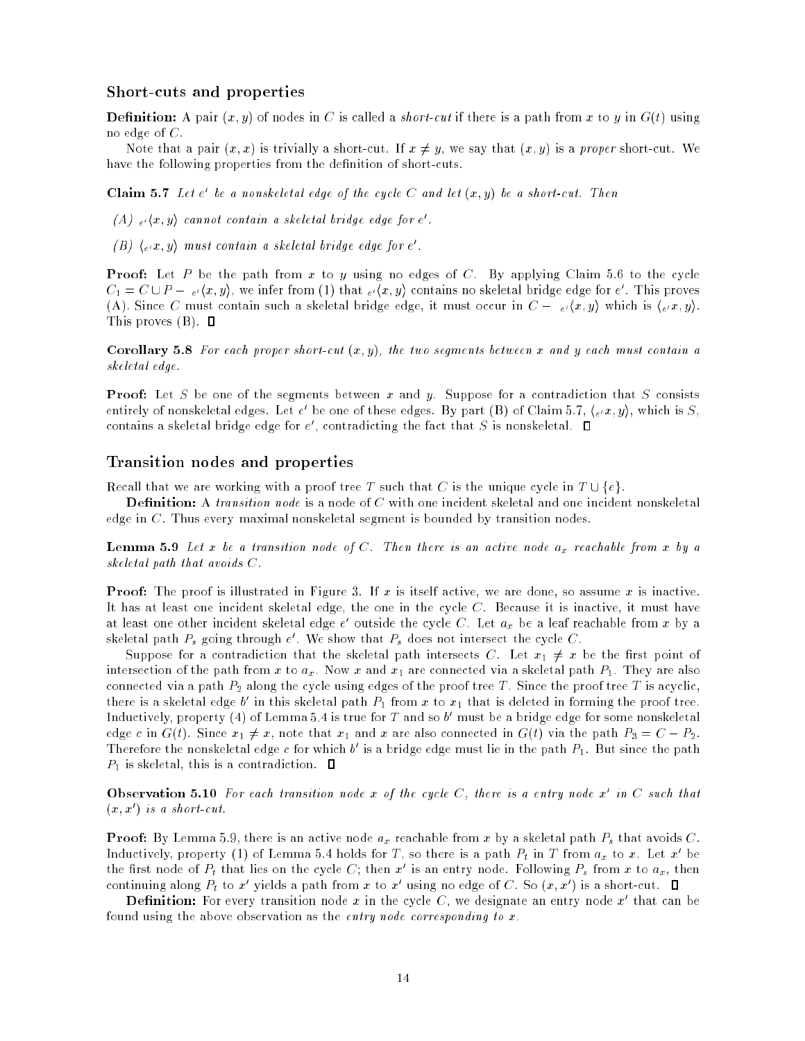### Short-cuts and properties

**Definition:** A pair $(x, y)$ of nodes in $C$ is called a *short-cut* if there is a path from $x$ to $y$ in $G(t)$ using no edge of $C$.

Note that a pair $(x, x)$ is trivially a short-cut. If $x \neq y$, we say that $(x, y)$ is a *proper* short-cut. We have the following properties from the definition of short-cuts.

**Claim 5.7** *Let $e'$ be a nonskeletal edge of the cycle $C$ and let $(x, y)$ be a short-cut. Then*

*(A) $_{e'}\langle x, y\rangle$ cannot contain a skeletal bridge edge for $e'$.*

*(B) $\langle_{e'} x, y\rangle$ must contain a skeletal bridge edge for $e'$.*

**Proof:** Let $P$ be the path from $x$ to $y$ using no edges of $C$. By applying Claim 5.6 to the cycle $C_1 = C \cup P - {}_{e'}\langle x, y\rangle$, we infer from (1) that $_{e'}\langle x, y\rangle$ contains no skeletal bridge edge for $e'$. This proves (A). Since $C$ must contain such a skeletal bridge edge, it must occur in $C - {}_{e'}\langle x, y\rangle$ which is $\langle_{e'} x, y\rangle$. This proves (B). $\square$

**Corollary 5.8** *For each proper short-cut $(x, y)$, the two segments between $x$ and $y$ each must contain a skeletal edge.*

**Proof:** Let $S$ be one of the segments between $x$ and $y$. Suppose for a contradiction that $S$ consists entirely of nonskeletal edges. Let $e'$ be one of these edges. By part (B) of Claim 5.7, $\langle_{e'} x, y\rangle$, which is $S$, contains a skeletal bridge edge for $e'$, contradicting the fact that $S$ is nonskeletal. $\square$

### Transition nodes and properties

Recall that we are working with a proof tree $T$ such that $C$ is the unique cycle in $T \cup \{e\}$.

**Definition:** A *transition node* is a node of $C$ with one incident skeletal and one incident nonskeletal edge in $C$. Thus every maximal nonskeletal segment is bounded by transition nodes.

**Lemma 5.9** *Let $x$ be a transition node of $C$. Then there is an active node $a_x$ reachable from $x$ by a skeletal path that avoids $C$.*

**Proof:** The proof is illustrated in Figure 3. If $x$ is itself active, we are done, so assume $x$ is inactive. It has at least one incident skeletal edge, the one in the cycle $C$. Because it is inactive, it must have at least one other incident skeletal edge $e'$ outside the cycle $C$. Let $a_x$ be a leaf reachable from $x$ by a skeletal path $P_s$ going through $e'$. We show that $P_s$ does not intersect the cycle $C$.

Suppose for a contradiction that the skeletal path intersects $C$. Let $x_1 \neq x$ be the first point of intersection of the path from $x$ to $a_x$. Now $x$ and $x_1$ are connected via a skeletal path $P_1$. They are also connected via a path $P_2$ along the cycle using edges of the proof tree $T$. Since the proof tree $T$ is acyclic, there is a skeletal edge $b'$ in this skeletal path $P_1$ from $x$ to $x_1$ that is deleted in forming the proof tree. Inductively, property (4) of Lemma 5.4 is true for $T$ and so $b'$ must be a bridge edge for some nonskeletal edge $c$ in $G(t)$. Since $x_1 \neq x$, note that $x_1$ and $x$ are also connected in $G(t)$ via the path $P_3 = C - P_2$. Therefore the nonskeletal edge $c$ for which $b'$ is a bridge edge must lie in the path $P_1$. But since the path $P_1$ is skeletal, this is a contradiction. $\square$

**Observation 5.10** *For each transition node $x$ of the cycle $C$, there is a entry node $x'$ in $C$ such that $(x, x')$ is a short-cut.*

**Proof:** By Lemma 5.9, there is an active node $a_x$ reachable from $x$ by a skeletal path $P_s$ that avoids $C$. Inductively, property (1) of Lemma 5.4 holds for $T$, so there is a path $P_t$ in $T$ from $a_x$ to $x$. Let $x'$ be the first node of $P_t$ that lies on the cycle $C$; then $x'$ is an entry node. Following $P_s$ from $x$ to $a_x$, then continuing along $P_t$ to $x'$ yields a path from $x$ to $x'$ using no edge of $C$. So $(x, x')$ is a short-cut. $\square$

**Definition:** For every transition node $x$ in the cycle $C$, we designate an entry node $x'$ that can be found using the above observation as the *entry node corresponding to $x$*.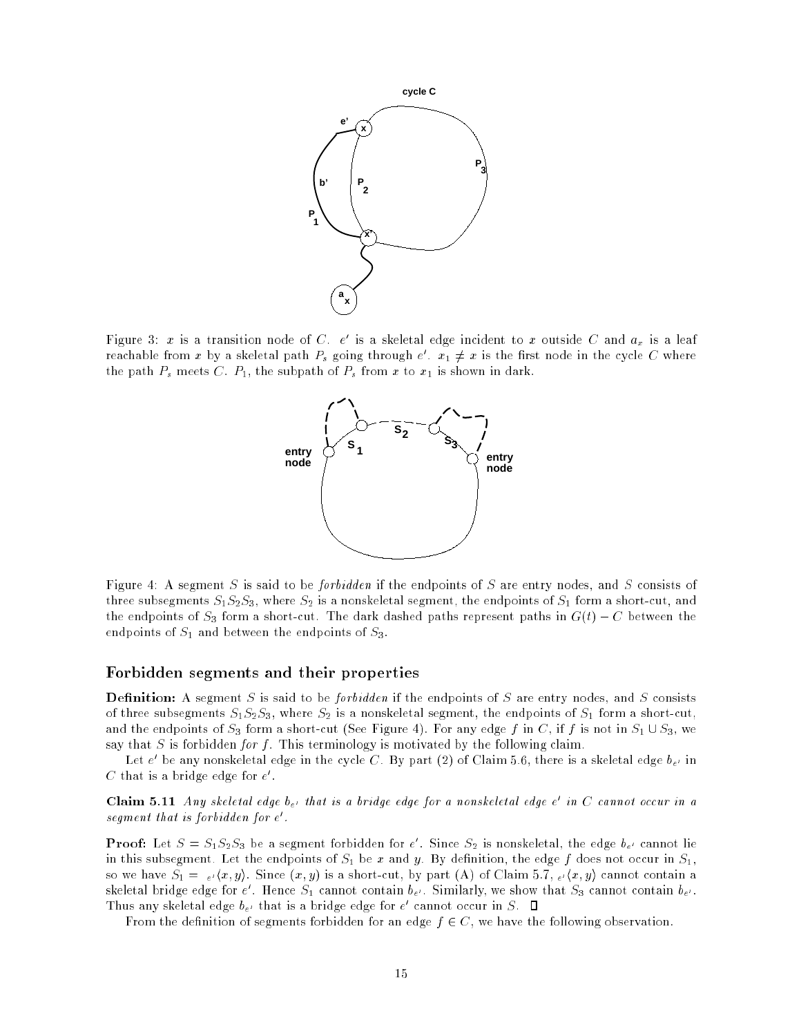Figure 3: $x$ is a transition node of $C$. $e'$ is a skeletal edge incident to $x$ outside $C$ and $a_x$ is a leaf reachable from $x$ by a skeletal path $P_s$ going through $e'$. $x_1 \neq x$ is the first node in the cycle $C$ where the path $P_s$ meets $C$. $P_1$, the subpath of $P_s$ from $x$ to $x_1$ is shown in dark.

Figure 4: A segment $S$ is said to be *forbidden* if the endpoints of $S$ are entry nodes, and $S$ consists of three subsegments $S_1S_2S_3$, where $S_2$ is a nonskeletal segment, the endpoints of $S_1$ form a short-cut, and the endpoints of $S_3$ form a short-cut. The dark dashed paths represent paths in $G(t) - C$ between the endpoints of $S_1$ and between the endpoints of $S_3$.

### Forbidden segments and their properties

**Definition:** A segment $S$ is said to be *forbidden* if the endpoints of $S$ are entry nodes, and $S$ consists of three subsegments $S_1S_2S_3$, where $S_2$ is a nonskeletal segment, the endpoints of $S_1$ form a short-cut, and the endpoints of $S_3$ form a short-cut (See Figure 4). For any edge $f$ in $C$, if $f$ is not in $S_1 \cup S_3$, we say that $S$ is forbidden *for* $f$. This terminology is motivated by the following claim.

Let $e'$ be any nonskeletal edge in the cycle $C$. By part (2) of Claim 5.6, there is a skeletal edge $b_{e'}$ in $C$ that is a bridge edge for $e'$.

**Claim 5.11** *Any skeletal edge $b_{e'}$ that is a bridge edge for a nonskeletal edge $e'$ in $C$ cannot occur in a segment that is forbidden for $e'$.*

**Proof:** Let $S = S_1S_2S_3$ be a segment forbidden for $e'$. Since $S_2$ is nonskeletal, the edge $b_{e'}$ cannot lie in this subsegment. Let the endpoints of $S_1$ be $x$ and $y$. By definition, the edge $f$ does not occur in $S_1$, so we have $S_1 = {}_{e'}\langle x, y\rangle$. Since $(x, y)$ is a short-cut, by part (A) of Claim 5.7, ${}_{e'}\langle x, y\rangle$ cannot contain a skeletal bridge edge for $e'$. Hence $S_1$ cannot contain $b_{e'}$. Similarly, we show that $S_3$ cannot contain $b_{e'}$. Thus any skeletal edge $b_{e'}$ that is a bridge edge for $e'$ cannot occur in $S$. ☐

From the definition of segments forbidden for an edge $f \in C$, we have the following observation.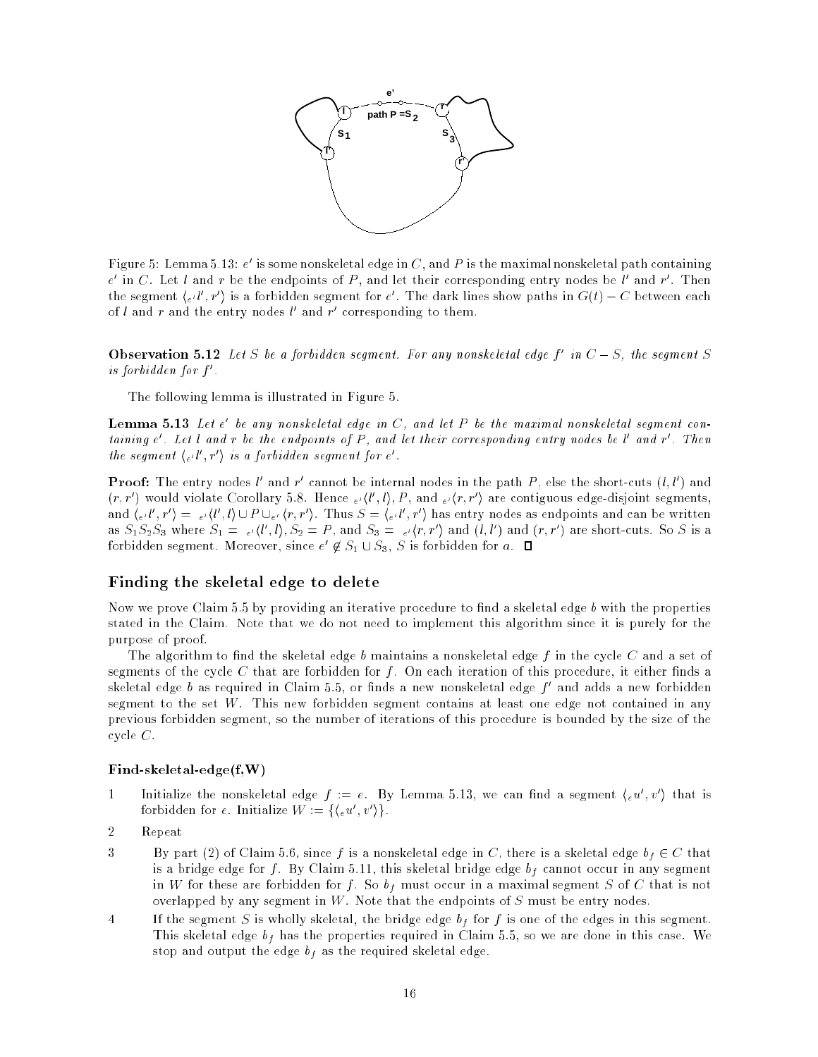Figure 5: Lemma 5.13: $e'$ is some nonskeletal edge in $C$, and $P$ is the maximal nonskeletal path containing $e'$ in $C$. Let $l$ and $r$ be the endpoints of $P$, and let their corresponding entry nodes be $l'$ and $r'$. Then the segment $\langle_{e'} l', r'\rangle$ is a forbidden segment for $e'$. The dark lines show paths in $G(t) - C$ between each of $l$ and $r$ and the entry nodes $l'$ and $r'$ corresponding to them.

**Observation 5.12** *Let $S$ be a forbidden segment. For any nonskeletal edge $f'$ in $C - S$, the segment $S$ is forbidden for $f'$.*

The following lemma is illustrated in Figure 5.

**Lemma 5.13** *Let $e'$ be any nonskeletal edge in $C$, and let $P$ be the maximal nonskeletal segment containing $e'$. Let $l$ and $r$ be the endpoints of $P$, and let their corresponding entry nodes be $l'$ and $r'$. Then the segment $\langle_{e'} l', r'\rangle$ is a forbidden segment for $e'$.*

**Proof:** The entry nodes $l'$ and $r'$ cannot be internal nodes in the path $P$, else the short-cuts $(l, l')$ and $(r, r')$ would violate Corollary 5.8. Hence $_{e'}\langle l', l\rangle$, $P$, and $_{e'}\langle r, r'\rangle$ are contiguous edge-disjoint segments, and $\langle_{e'} l', r'\rangle = {}_{e'}\langle l', l\rangle \cup P \cup_{e'} \langle r, r'\rangle$. Thus $S = \langle_{e'} l', r'\rangle$ has entry nodes as endpoints and can be written as $S_1 S_2 S_3$ where $S_1 = {}_{e'}\langle l', l\rangle$, $S_2 = P$, and $S_3 = {}_{e'}\langle r, r'\rangle$ and $(l, l')$ and $(r, r')$ are short-cuts. So $S$ is a forbidden segment. Moreover, since $e' \notin S_1 \cup S_3$, $S$ is forbidden for $a$. ☐

## Finding the skeletal edge to delete

Now we prove Claim 5.5 by providing an iterative procedure to find a skeletal edge $b$ with the properties stated in the Claim. Note that we do not need to implement this algorithm since it is purely for the purpose of proof.

The algorithm to find the skeletal edge $b$ maintains a nonskeletal edge $f$ in the cycle $C$ and a set of segments of the cycle $C$ that are forbidden for $f$. On each iteration of this procedure, it either finds a skeletal edge $b$ as required in Claim 5.5, or finds a new nonskeletal edge $f'$ and adds a new forbidden segment to the set $W$. This new forbidden segment contains at least one edge not contained in any previous forbidden segment, so the number of iterations of this procedure is bounded by the size of the cycle $C$.

**Find-skeletal-edge(f,W)**

1. Initialize the nonskeletal edge $f := e$. By Lemma 5.13, we can find a segment $\langle_e u', v'\rangle$ that is forbidden for $e$. Initialize $W := \{\langle_e u', v'\rangle\}$.
2. Repeat
3. By part (2) of Claim 5.6, since $f$ is a nonskeletal edge in $C$, there is a skeletal edge $b_f \in C$ that is a bridge edge for $f$. By Claim 5.11, this skeletal bridge edge $b_f$ cannot occur in any segment in $W$ for these are forbidden for $f$. So $b_f$ must occur in a maximal segment $S$ of $C$ that is not overlapped by any segment in $W$. Note that the endpoints of $S$ must be entry nodes.
4. If the segment $S$ is wholly skeletal, the bridge edge $b_f$ for $f$ is one of the edges in this segment. This skeletal edge $b_f$ has the properties required in Claim 5.5, so we are done in this case. We stop and output the edge $b_f$ as the required skeletal edge.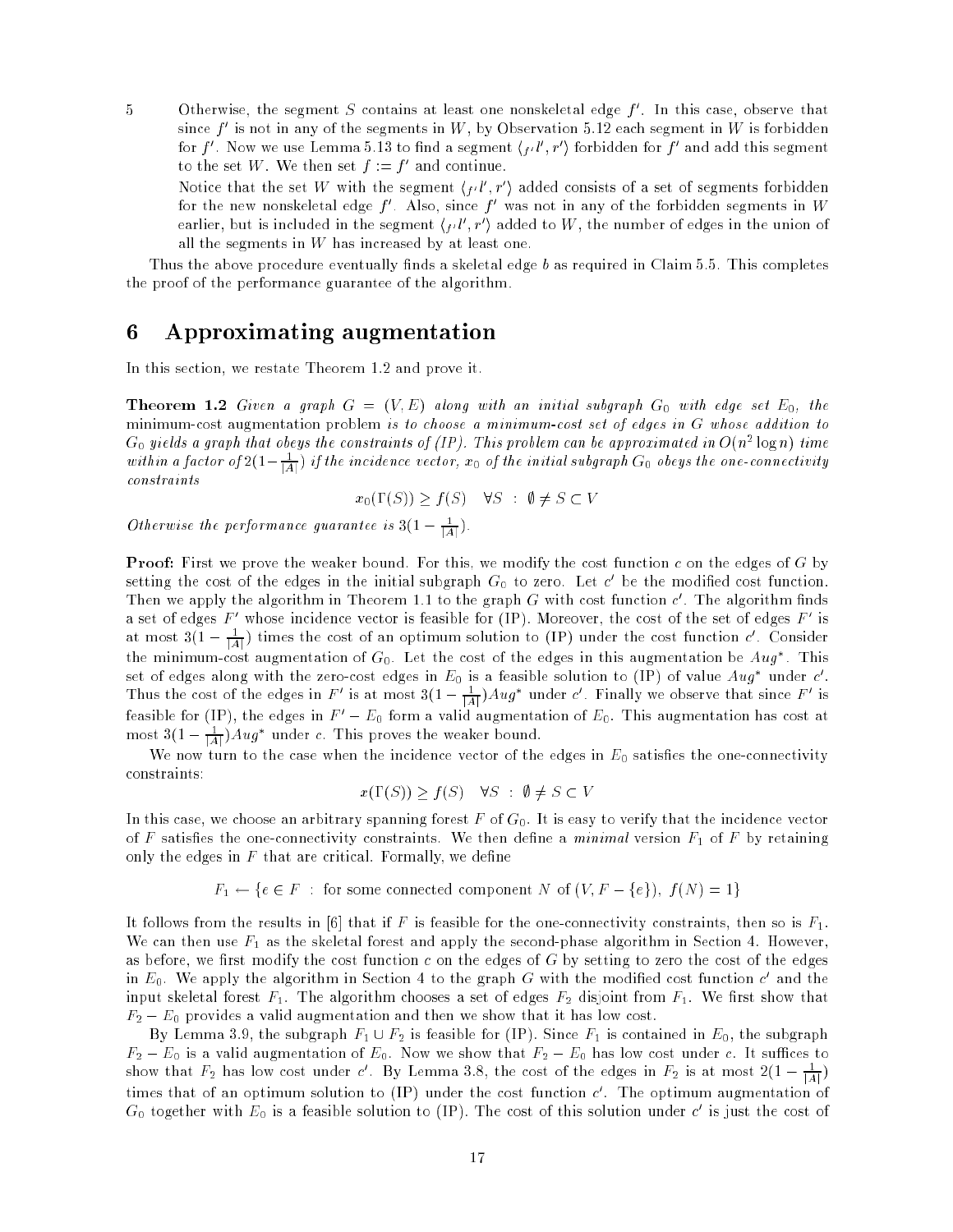5 Otherwise, the segment $S$ contains at least one nonskeletal edge $f'$. In this case, observe that since $f'$ is not in any of the segments in $W$, by Observation 5.12 each segment in $W$ is forbidden for $f'$. Now we use Lemma 5.13 to find a segment $\langle_{f'} l', r'\rangle$ forbidden for $f'$ and add this segment to the set $W$. We then set $f := f'$ and continue.

Notice that the set $W$ with the segment $\langle_{f'} l', r'\rangle$ added consists of a set of segments forbidden for the new nonskeletal edge $f'$. Also, since $f'$ was not in any of the forbidden segments in $W$ earlier, but is included in the segment $\langle_{f'} l', r'\rangle$ added to $W$, the number of edges in the union of all the segments in $W$ has increased by at least one.

Thus the above procedure eventually finds a skeletal edge $b$ as required in Claim 5.5. This completes the proof of the performance guarantee of the algorithm.

# 6 Approximating augmentation

In this section, we restate Theorem 1.2 and prove it.

**Theorem 1.2** *Given a graph $G = (V, E)$ along with an initial subgraph $G_0$ with edge set $E_0$, the* minimum-cost augmentation problem *is to choose a minimum-cost set of edges in $G$ whose addition to $G_0$ yields a graph that obeys the constraints of (IP). This problem can be approximated in $O(n^2 \log n)$ time within a factor of $2(1-\frac{1}{|A|})$ if the incidence vector, $x_0$ of the initial subgraph $G_0$ obeys the one-connectivity constraints*

$$x_0(\Gamma(S)) \geq f(S) \quad \forall S \ : \ \emptyset \neq S \subset V$$

*Otherwise the performance guarantee is $3(1 - \frac{1}{|A|})$.*

**Proof:** First we prove the weaker bound. For this, we modify the cost function $c$ on the edges of $G$ by setting the cost of the edges in the initial subgraph $G_0$ to zero. Let $c'$ be the modified cost function. Then we apply the algorithm in Theorem 1.1 to the graph $G$ with cost function $c'$. The algorithm finds a set of edges $F'$ whose incidence vector is feasible for (IP). Moreover, the cost of the set of edges $F'$ is at most $3(1 - \frac{1}{|A|})$ times the cost of an optimum solution to (IP) under the cost function $c'$. Consider the minimum-cost augmentation of $G_0$. Let the cost of the edges in this augmentation be $Aug^*$. This set of edges along with the zero-cost edges in $E_0$ is a feasible solution to (IP) of value $Aug^*$ under $c'$. Thus the cost of the edges in $F'$ is at most $3(1 - \frac{1}{|A|})Aug^*$ under $c'$. Finally we observe that since $F'$ is feasible for (IP), the edges in $F' - E_0$ form a valid augmentation of $E_0$. This augmentation has cost at most $3(1 - \frac{1}{|A|})Aug^*$ under $c$. This proves the weaker bound.

We now turn to the case when the incidence vector of the edges in $E_0$ satisfies the one-connectivity constraints:

$$x(\Gamma(S)) \geq f(S) \quad \forall S \ : \ \emptyset \neq S \subset V$$

In this case, we choose an arbitrary spanning forest $F$ of $G_0$. It is easy to verify that the incidence vector of $F$ satisfies the one-connectivity constraints. We then define a *minimal* version $F_1$ of $F$ by retaining only the edges in $F$ that are critical. Formally, we define

$$F_1 \leftarrow \{e \in F \ : \ \text{for some connected component } N \text{ of } (V, F - \{e\}),\ f(N) = 1\}$$

It follows from the results in [6] that if $F$ is feasible for the one-connectivity constraints, then so is $F_1$. We can then use $F_1$ as the skeletal forest and apply the second-phase algorithm in Section 4. However, as before, we first modify the cost function $c$ on the edges of $G$ by setting to zero the cost of the edges in $E_0$. We apply the algorithm in Section 4 to the graph $G$ with the modified cost function $c'$ and the input skeletal forest $F_1$. The algorithm chooses a set of edges $F_2$ disjoint from $F_1$. We first show that $F_2 - E_0$ provides a valid augmentation and then we show that it has low cost.

By Lemma 3.9, the subgraph $F_1 \cup F_2$ is feasible for (IP). Since $F_1$ is contained in $E_0$, the subgraph $F_2 - E_0$ is a valid augmentation of $E_0$. Now we show that $F_2 - E_0$ has low cost under $c$. It suffices to show that $F_2$ has low cost under $c'$. By Lemma 3.8, the cost of the edges in $F_2$ is at most $2(1 - \frac{1}{|A|})$ times that of an optimum solution to (IP) under the cost function $c'$. The optimum augmentation of $G_0$ together with $E_0$ is a feasible solution to (IP). The cost of this solution under $c'$ is just the cost of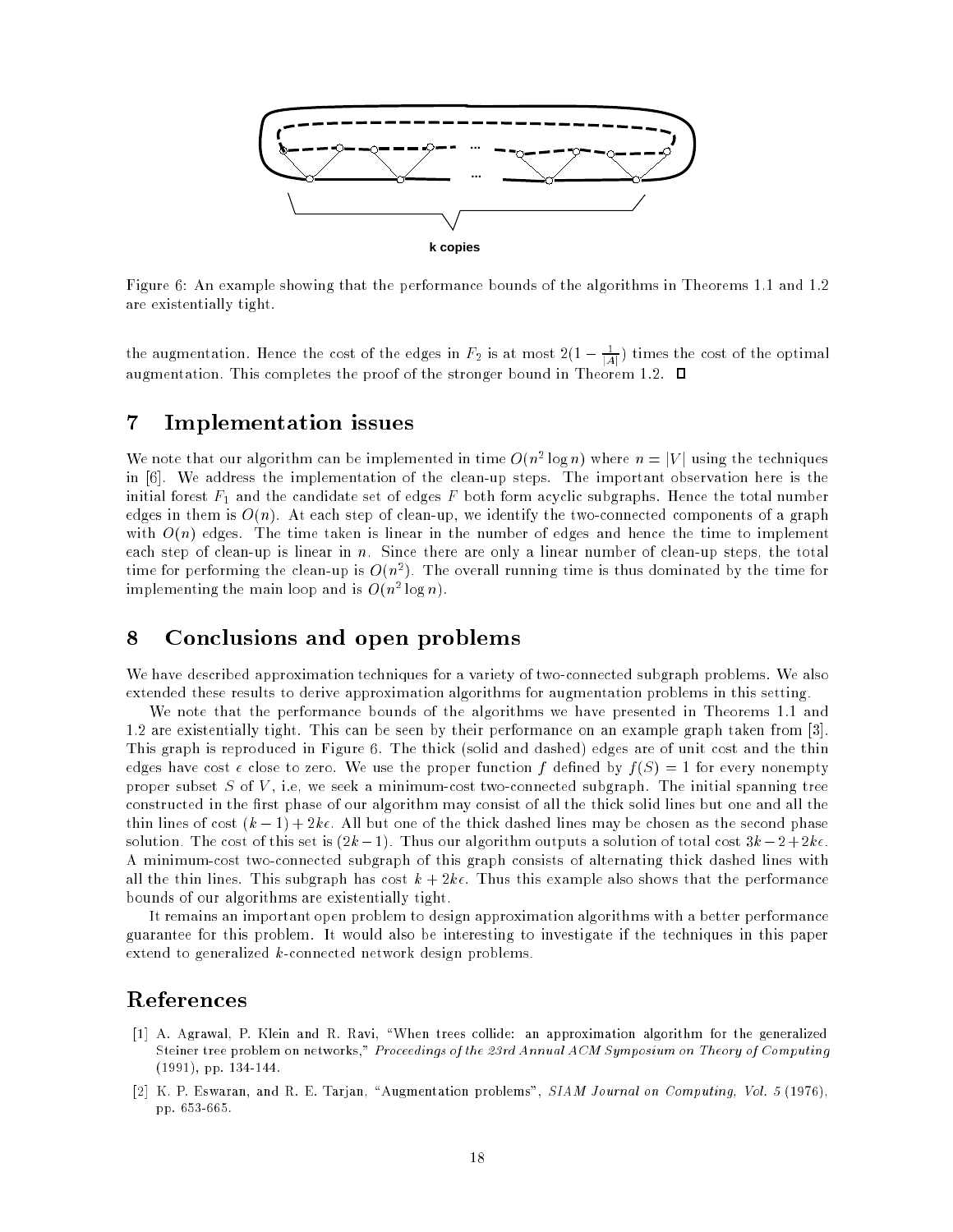Figure 6: An example showing that the performance bounds of the algorithms in Theorems 1.1 and 1.2 are existentially tight.

the augmentation. Hence the cost of the edges in $F_2$ is at most $2(1 - \frac{1}{|A|})$ times the cost of the optimal augmentation. This completes the proof of the stronger bound in Theorem 1.2. □

## 7 Implementation issues

We note that our algorithm can be implemented in time $O(n^2 \log n)$ where $n = |V|$ using the techniques in [6]. We address the implementation of the clean-up steps. The important observation here is the initial forest $F_1$ and the candidate set of edges $F$ both form acyclic subgraphs. Hence the total number edges in them is $O(n)$. At each step of clean-up, we identify the two-connected components of a graph with $O(n)$ edges. The time taken is linear in the number of edges and hence the time to implement each step of clean-up is linear in $n$. Since there are only a linear number of clean-up steps, the total time for performing the clean-up is $O(n^2)$. The overall running time is thus dominated by the time for implementing the main loop and is $O(n^2 \log n)$.

## 8 Conclusions and open problems

We have described approximation techniques for a variety of two-connected subgraph problems. We also extended these results to derive approximation algorithms for augmentation problems in this setting.

We note that the performance bounds of the algorithms we have presented in Theorems 1.1 and 1.2 are existentially tight. This can be seen by their performance on an example graph taken from [3]. This graph is reproduced in Figure 6. The thick (solid and dashed) edges are of unit cost and the thin edges have cost $\epsilon$ close to zero. We use the proper function $f$ defined by $f(S) = 1$ for every nonempty proper subset $S$ of $V$, i.e, we seek a minimum-cost two-connected subgraph. The initial spanning tree constructed in the first phase of our algorithm may consist of all the thick solid lines but one and all the thin lines of cost $(k-1) + 2k\epsilon$. All but one of the thick dashed lines may be chosen as the second phase solution. The cost of this set is $(2k-1)$. Thus our algorithm outputs a solution of total cost $3k - 2 + 2k\epsilon$. A minimum-cost two-connected subgraph of this graph consists of alternating thick dashed lines with all the thin lines. This subgraph has cost $k + 2k\epsilon$. Thus this example also shows that the performance bounds of our algorithms are existentially tight.

It remains an important open problem to design approximation algorithms with a better performance guarantee for this problem. It would also be interesting to investigate if the techniques in this paper extend to generalized $k$-connected network design problems.

## References

[1] A. Agrawal, P. Klein and R. Ravi, "When trees collide: an approximation algorithm for the generalized Steiner tree problem on networks," *Proceedings of the 23rd Annual ACM Symposium on Theory of Computing* (1991), pp. 134-144.

[2] K. P. Eswaran, and R. E. Tarjan, "Augmentation problems", *SIAM Journal on Computing, Vol. 5* (1976), pp. 653-665.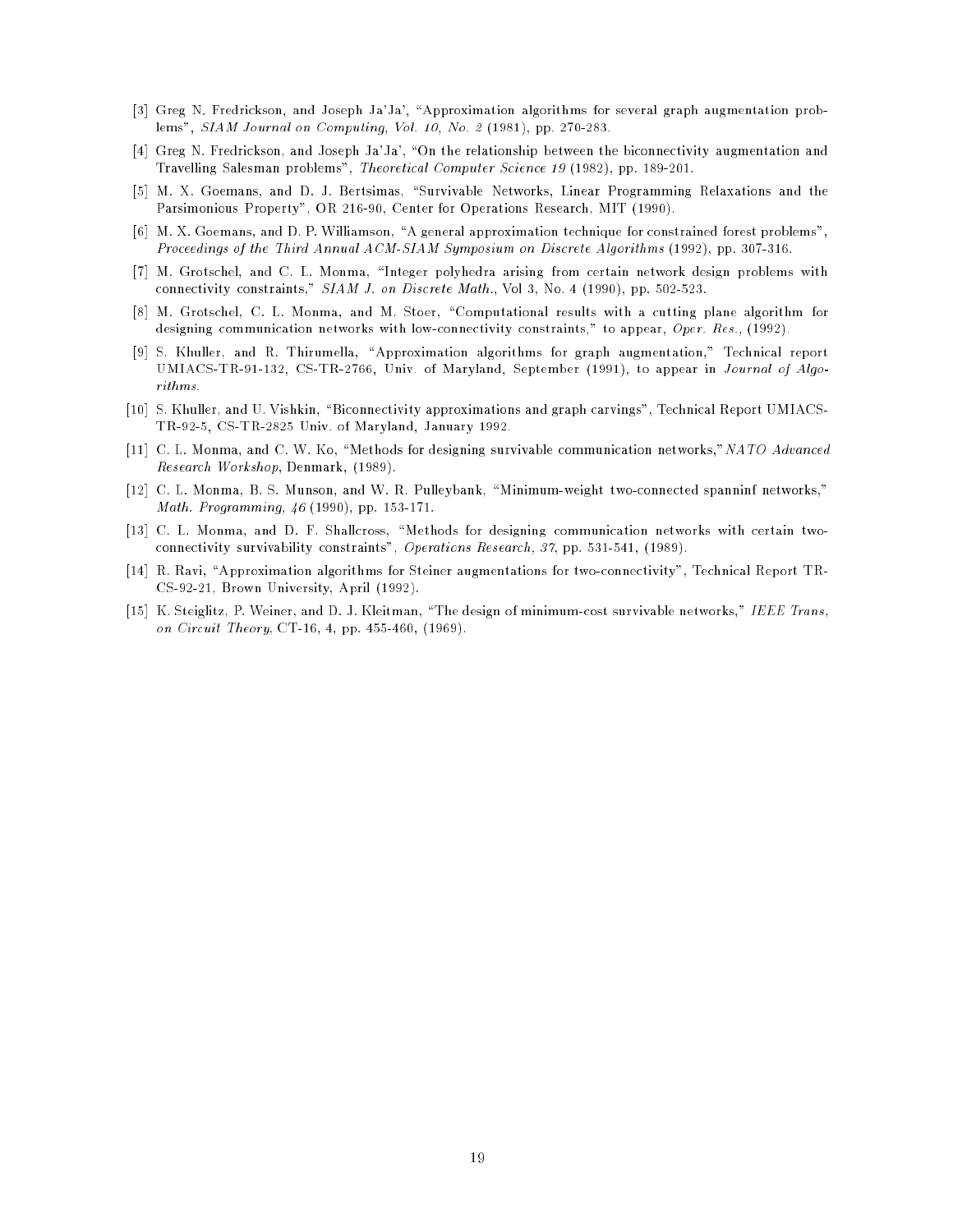[3] Greg N. Fredrickson, and Joseph Ja'Ja', "Approximation algorithms for several graph augmentation problems", *SIAM Journal on Computing, Vol. 10, No. 2* (1981), pp. 270-283.

[4] Greg N. Fredrickson, and Joseph Ja'Ja', "On the relationship between the biconnectivity augmentation and Travelling Salesman problems", *Theoretical Computer Science 19* (1982), pp. 189-201.

[5] M. X. Goemans, and D. J. Bertsimas, "Survivable Networks, Linear Programming Relaxations and the Parsimonious Property", OR 216-90, Center for Operations Research, MIT (1990).

[6] M. X. Goemans, and D. P. Williamson, "A general approximation technique for constrained forest problems", *Proceedings of the Third Annual ACM-SIAM Symposium on Discrete Algorithms* (1992), pp. 307-316.

[7] M. Grotschel, and C. L. Monma, "Integer polyhedra arising from certain network design problems with connectivity constraints," *SIAM J. on Discrete Math.*, Vol 3, No. 4 (1990), pp. 502-523.

[8] M. Grotschel, C. L. Monma, and M. Stoer, "Computational results with a cutting plane algorithm for designing communication networks with low-connectivity constraints," to appear, *Oper. Res.*, (1992).

[9] S. Khuller, and R. Thirumella, "Approximation algorithms for graph augmentation," Technical report UMIACS-TR-91-132, CS-TR-2766, Univ. of Maryland, September (1991), to appear in *Journal of Algorithms*.

[10] S. Khuller, and U. Vishkin, "Biconnectivity approximations and graph carvings", Technical Report UMIACS-TR-92-5, CS-TR-2825 Univ. of Maryland, January 1992.

[11] C. L. Monma, and C. W. Ko, "Methods for designing survivable communication networks," *NATO Advanced Research Workshop*, Denmark, (1989).

[12] C. L. Monma, B. S. Munson, and W. R. Pulleybank, "Minimum-weight two-connected spanninf networks," *Math. Programming, 46* (1990), pp. 153-171.

[13] C. L. Monma, and D. F. Shallcross, "Methods for designing communication networks with certain two-connectivity survivability constraints", *Operations Research, 37*, pp. 531-541, (1989).

[14] R. Ravi, "Approximation algorithms for Steiner augmentations for two-connectivity", Technical Report TR-CS-92-21, Brown University, April (1992).

[15] K. Steiglitz, P. Weiner, and D. J. Kleitman, "The design of minimum-cost survivable networks," *IEEE Trans, on Circuit Theory*, CT-16, 4, pp. 455-460, (1969).